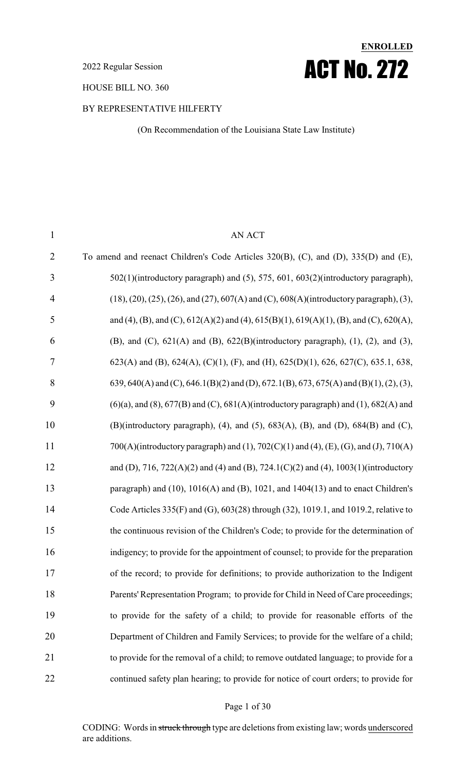**ENROLLED**

2022 Regular Session

# ACT No. 272

HOUSE BILL NO. 360

BY REPRESENTATIVE HILFERTY

(On Recommendation of the Louisiana State Law Institute)

AN ACT

To amend and reenact Children's Code Articles 320(B), (C), and (D), 335(D) and (E), 502(1)(introductory paragraph) and (5), 575, 601, 603(2)(introductory paragraph), (18), (20), (25), (26), and (27), 607(A) and (C), 608(A)(introductory paragraph), (3), and (4), (B), and (C), 612(A)(2) and (4), 615(B)(1), 619(A)(1), (B), and (C), 620(A), (B), and (C), 621(A) and (B), 622(B)(introductory paragraph), (1), (2), and (3), 623(A) and (B), 624(A), (C)(1), (F), and (H), 625(D)(1), 626, 627(C), 635.1, 638, 639, 640(A) and (C), 646.1(B)(2) and (D), 672.1(B), 673, 675(A) and (B)(1), (2), (3), (6)(a), and (8), 677(B) and (C), 681(A)(introductory paragraph) and (1), 682(A) and (B)(introductory paragraph), (4), and (5), 683(A), (B), and (D), 684(B) and (C), 700(A)(introductory paragraph) and (1), 702(C)(1) and (4), (E), (G), and (J), 710(A) and (D), 716, 722(A)(2) and (4) and (B), 724.1(C)(2) and (4), 1003(1)(introductory paragraph) and (10), 1016(A) and (B), 1021, and 1404(13) and to enact Children's Code Articles 335(F) and (G), 603(28) through (32), 1019.1, and 1019.2, relative to the continuous revision of the Children's Code; to provide for the determination of indigency; to provide for the appointment of counsel; to provide for the preparation of the record; to provide for definitions; to provide authorization to the Indigent Parents' Representation Program; to provide for Child in Need of Care proceedings; to provide for the safety of a child; to provide for reasonable efforts of the Department of Children and Family Services; to provide for the welfare of a child; to provide for the removal of a child; to remove outdated language; to provide for a continued safety plan hearing; to provide for notice of court orders; to provide for

CODING: Words in ~~struck through~~ type are deletions from existing law; words underscored are additions.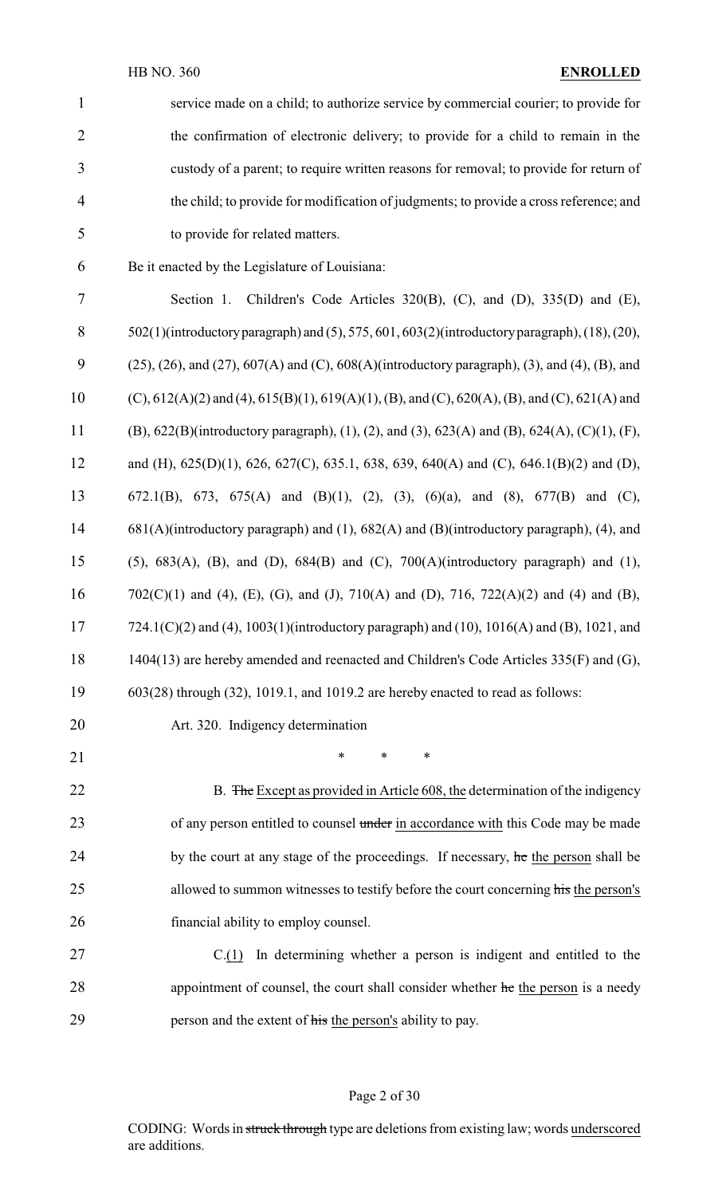service made on a child; to authorize service by commercial courier; to provide for the confirmation of electronic delivery; to provide for a child to remain in the custody of a parent; to require written reasons for removal; to provide for return of the child; to provide for modification of judgments; to provide a cross reference; and to provide for related matters.

Be it enacted by the Legislature of Louisiana:

Section 1. Children's Code Articles 320(B), (C), and (D), 335(D) and (E), 502(1)(introductory paragraph) and (5), 575, 601, 603(2)(introductory paragraph), (18), (20), (25), (26), and (27), 607(A) and (C), 608(A)(introductory paragraph), (3), and (4), (B), and (C), 612(A)(2) and (4), 615(B)(1), 619(A)(1), (B), and (C), 620(A), (B), and (C), 621(A) and (B), 622(B)(introductory paragraph), (1), (2), and (3), 623(A) and (B), 624(A), (C)(1), (F), and (H), 625(D)(1), 626, 627(C), 635.1, 638, 639, 640(A) and (C), 646.1(B)(2) and (D), 672.1(B), 673, 675(A) and (B)(1), (2), (3), (6)(a), and (8), 677(B) and (C), 681(A)(introductory paragraph) and (1), 682(A) and (B)(introductory paragraph), (4), and (5), 683(A), (B), and (D), 684(B) and (C), 700(A)(introductory paragraph) and (1), 702(C)(1) and (4), (E), (G), and (J), 710(A) and (D), 716, 722(A)(2) and (4) and (B), 724.1(C)(2) and (4), 1003(1)(introductory paragraph) and (10), 1016(A) and (B), 1021, and 1404(13) are hereby amended and reenacted and Children's Code Articles 335(F) and (G), 603(28) through (32), 1019.1, and 1019.2 are hereby enacted to read as follows:

Art. 320. Indigency determination

\* \* \*

B. ~~The~~ Except as provided in Article 608, the determination of the indigency of any person entitled to counsel ~~under~~ in accordance with this Code may be made by the court at any stage of the proceedings. If necessary, ~~he~~ the person shall be allowed to summon witnesses to testify before the court concerning ~~his~~ the person's financial ability to employ counsel.

C.(1) In determining whether a person is indigent and entitled to the appointment of counsel, the court shall consider whether ~~he~~ the person is a needy person and the extent of ~~his~~ the person's ability to pay.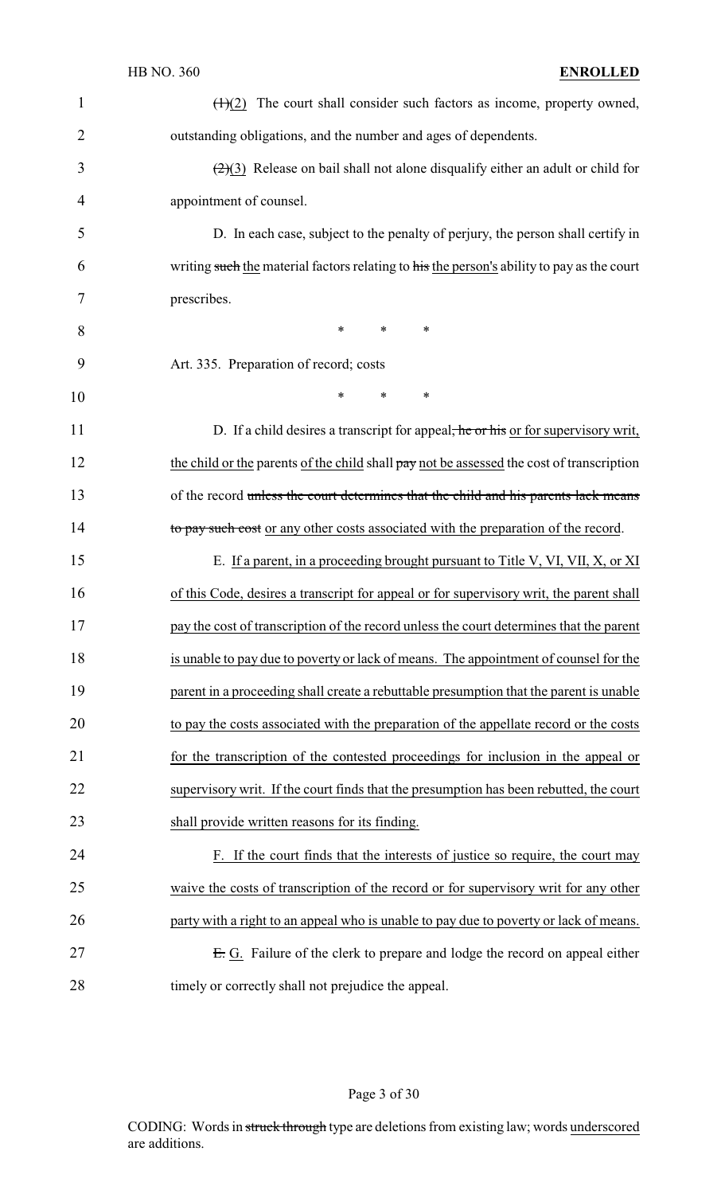~~(1)~~(2) The court shall consider such factors as income, property owned, outstanding obligations, and the number and ages of dependents.

~~(2)~~(3) Release on bail shall not alone disqualify either an adult or child for appointment of counsel.

D. In each case, subject to the penalty of perjury, the person shall certify in writing ~~such~~ the material factors relating to ~~his~~ the person's ability to pay as the court prescribes.

\* \* \*

Art. 335. Preparation of record; costs

\* \* \*

D. If a child desires a transcript for appeal~~, he or his~~ or for supervisory writ, the child or the parents of the child shall ~~pay~~ not be assessed the cost of transcription of the record ~~unless the court determines that the child and his parents lack means to pay such cost~~ or any other costs associated with the preparation of the record.

E. If a parent, in a proceeding brought pursuant to Title V, VI, VII, X, or XI of this Code, desires a transcript for appeal or for supervisory writ, the parent shall pay the cost of transcription of the record unless the court determines that the parent is unable to pay due to poverty or lack of means. The appointment of counsel for the parent in a proceeding shall create a rebuttable presumption that the parent is unable to pay the costs associated with the preparation of the appellate record or the costs for the transcription of the contested proceedings for inclusion in the appeal or supervisory writ. If the court finds that the presumption has been rebutted, the court shall provide written reasons for its finding.

F. If the court finds that the interests of justice so require, the court may waive the costs of transcription of the record or for supervisory writ for any other party with a right to an appeal who is unable to pay due to poverty or lack of means.

~~E.~~ G. Failure of the clerk to prepare and lodge the record on appeal either timely or correctly shall not prejudice the appeal.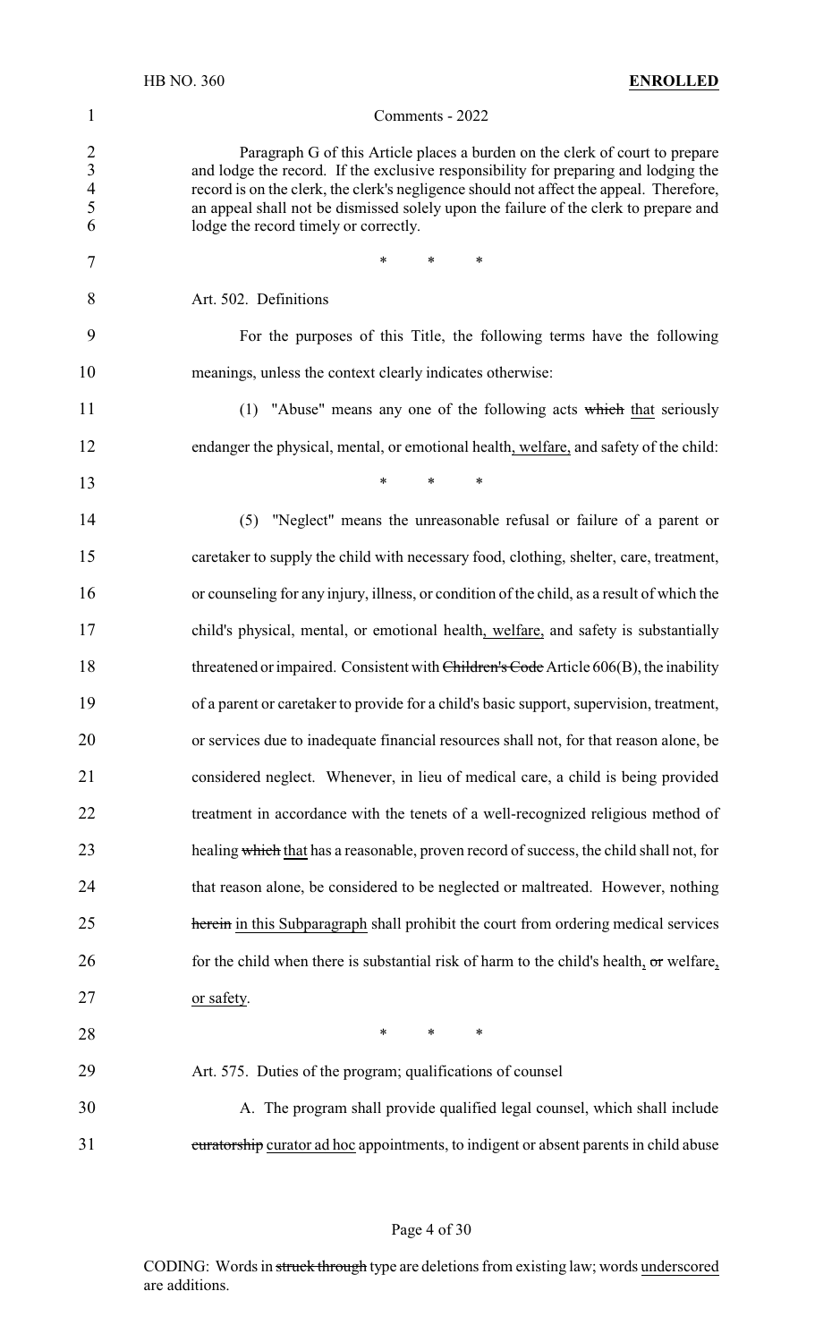Comments - 2022

Paragraph G of this Article places a burden on the clerk of court to prepare and lodge the record. If the exclusive responsibility for preparing and lodging the record is on the clerk, the clerk's negligence should not affect the appeal. Therefore, an appeal shall not be dismissed solely upon the failure of the clerk to prepare and lodge the record timely or correctly.

\* \* \*

Art. 502. Definitions

For the purposes of this Title, the following terms have the following meanings, unless the context clearly indicates otherwise:

(1) "Abuse" means any one of the following acts ~~which~~ that seriously endanger the physical, mental, or emotional health, welfare, and safety of the child:

\* \* \*

(5) "Neglect" means the unreasonable refusal or failure of a parent or caretaker to supply the child with necessary food, clothing, shelter, care, treatment, or counseling for any injury, illness, or condition of the child, as a result of which the child's physical, mental, or emotional health, welfare, and safety is substantially threatened or impaired. Consistent with ~~Children's Code~~ Article 606(B), the inability of a parent or caretaker to provide for a child's basic support, supervision, treatment, or services due to inadequate financial resources shall not, for that reason alone, be considered neglect. Whenever, in lieu of medical care, a child is being provided treatment in accordance with the tenets of a well-recognized religious method of healing ~~which~~ that has a reasonable, proven record of success, the child shall not, for that reason alone, be considered to be neglected or maltreated. However, nothing ~~herein~~ in this Subparagraph shall prohibit the court from ordering medical services for the child when there is substantial risk of harm to the child's health, ~~or~~ welfare, or safety.

\* \* \*

Art. 575. Duties of the program; qualifications of counsel

A. The program shall provide qualified legal counsel, which shall include ~~curatorship~~ curator ad hoc appointments, to indigent or absent parents in child abuse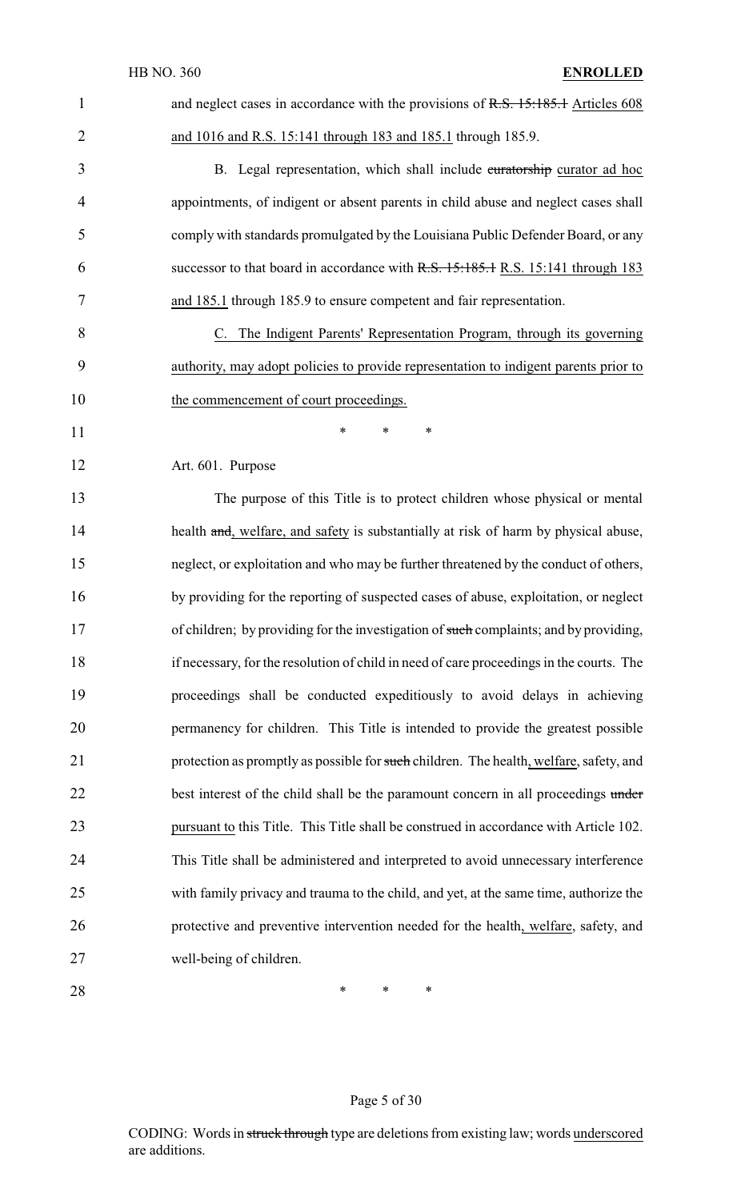and neglect cases in accordance with the provisions of ~~R.S. 15:185.1~~ Articles 608 and 1016 and R.S. 15:141 through 183 and 185.1 through 185.9.

B. Legal representation, which shall include ~~curatorship~~ curator ad hoc appointments, of indigent or absent parents in child abuse and neglect cases shall comply with standards promulgated by the Louisiana Public Defender Board, or any successor to that board in accordance with ~~R.S. 15:185.1~~ R.S. 15:141 through 183 and 185.1 through 185.9 to ensure competent and fair representation.

C. The Indigent Parents' Representation Program, through its governing authority, may adopt policies to provide representation to indigent parents prior to the commencement of court proceedings.

\* \* \*

Art. 601. Purpose

The purpose of this Title is to protect children whose physical or mental health ~~and~~, welfare, and safety is substantially at risk of harm by physical abuse, neglect, or exploitation and who may be further threatened by the conduct of others, by providing for the reporting of suspected cases of abuse, exploitation, or neglect of children; by providing for the investigation of ~~such~~ complaints; and by providing, if necessary, for the resolution of child in need of care proceedings in the courts. The proceedings shall be conducted expeditiously to avoid delays in achieving permanency for children. This Title is intended to provide the greatest possible protection as promptly as possible for ~~such~~ children. The health, welfare, safety, and best interest of the child shall be the paramount concern in all proceedings ~~under~~ pursuant to this Title. This Title shall be construed in accordance with Article 102. This Title shall be administered and interpreted to avoid unnecessary interference with family privacy and trauma to the child, and yet, at the same time, authorize the protective and preventive intervention needed for the health, welfare, safety, and well-being of children.

\* \* \*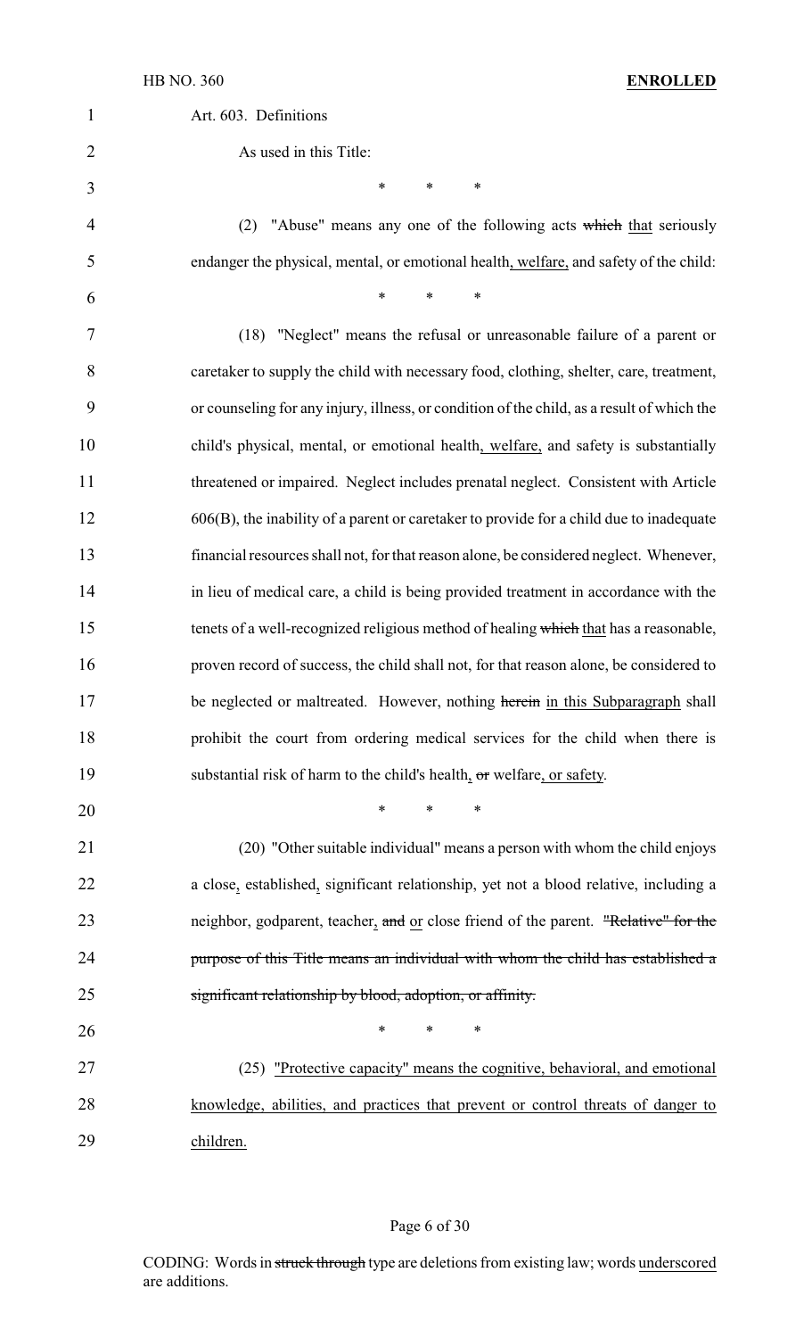Art. 603. Definitions

As used in this Title:

\* \* \*

(2) "Abuse" means any one of the following acts ~~which~~ <u>that</u> seriously endanger the physical, mental, or emotional health<u>, welfare,</u> and safety of the child:

\* \* \*

(18) "Neglect" means the refusal or unreasonable failure of a parent or caretaker to supply the child with necessary food, clothing, shelter, care, treatment, or counseling for any injury, illness, or condition of the child, as a result of which the child's physical, mental, or emotional health<u>, welfare,</u> and safety is substantially threatened or impaired. Neglect includes prenatal neglect. Consistent with Article 606(B), the inability of a parent or caretaker to provide for a child due to inadequate financial resources shall not, for that reason alone, be considered neglect. Whenever, in lieu of medical care, a child is being provided treatment in accordance with the tenets of a well-recognized religious method of healing ~~which~~ <u>that</u> has a reasonable, proven record of success, the child shall not, for that reason alone, be considered to be neglected or maltreated. However, nothing ~~herein~~ <u>in this Subparagraph</u> shall prohibit the court from ordering medical services for the child when there is substantial risk of harm to the child's health<u>,</u> ~~or~~ welfare<u>, or safety</u>.

\* \* \*

(20) "Other suitable individual" means a person with whom the child enjoys a close<u>,</u> established<u>,</u> significant relationship, yet not a blood relative, including a neighbor, godparent, teacher<u>,</u> ~~and~~ <u>or</u> close friend of the parent. ~~"Relative" for the purpose of this Title means an individual with whom the child has established a significant relationship by blood, adoption, or affinity.~~

\* \* \*

(25) <u>"Protective capacity" means the cognitive, behavioral, and emotional knowledge, abilities, and practices that prevent or control threats of danger to children.</u>

CODING: Words in ~~struck through~~ type are deletions from existing law; words <u>underscored</u> are additions.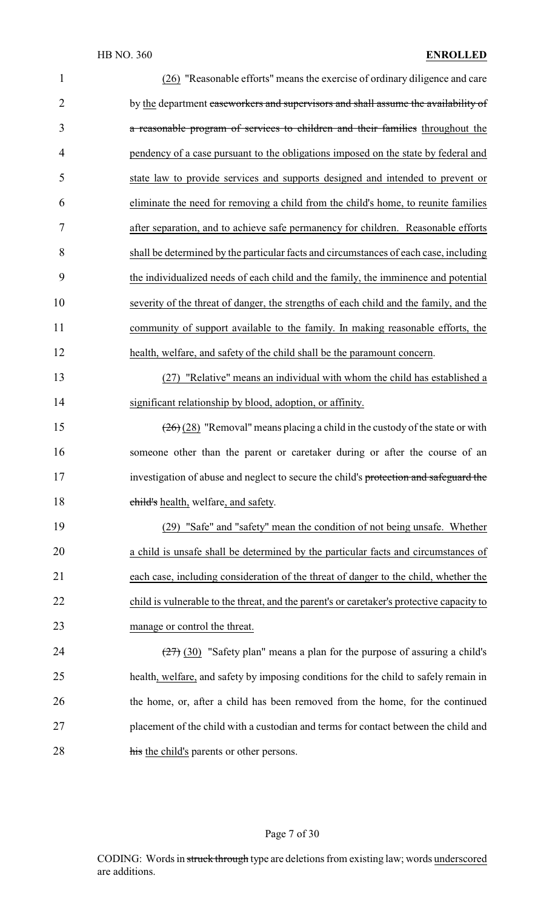(26) "Reasonable efforts" means the exercise of ordinary diligence and care by the department ~~caseworkers and supervisors and shall assume the availability of a reasonable program of services to children and their families~~ throughout the pendency of a case pursuant to the obligations imposed on the state by federal and state law to provide services and supports designed and intended to prevent or eliminate the need for removing a child from the child's home, to reunite families after separation, and to achieve safe permanency for children. Reasonable efforts shall be determined by the particular facts and circumstances of each case, including the individualized needs of each child and the family, the imminence and potential severity of the threat of danger, the strengths of each child and the family, and the community of support available to the family. In making reasonable efforts, the health, welfare, and safety of the child shall be the paramount concern.

(27) "Relative" means an individual with whom the child has established a significant relationship by blood, adoption, or affinity.

~~(26)~~ (28) "Removal" means placing a child in the custody of the state or with someone other than the parent or caretaker during or after the course of an investigation of abuse and neglect to secure the child's ~~protection and safeguard the child's~~ health, welfare, and safety.

(29) "Safe" and "safety" mean the condition of not being unsafe. Whether a child is unsafe shall be determined by the particular facts and circumstances of each case, including consideration of the threat of danger to the child, whether the child is vulnerable to the threat, and the parent's or caretaker's protective capacity to manage or control the threat.

~~(27)~~ (30) "Safety plan" means a plan for the purpose of assuring a child's health, welfare, and safety by imposing conditions for the child to safely remain in the home, or, after a child has been removed from the home, for the continued placement of the child with a custodian and terms for contact between the child and ~~his~~ the child's parents or other persons.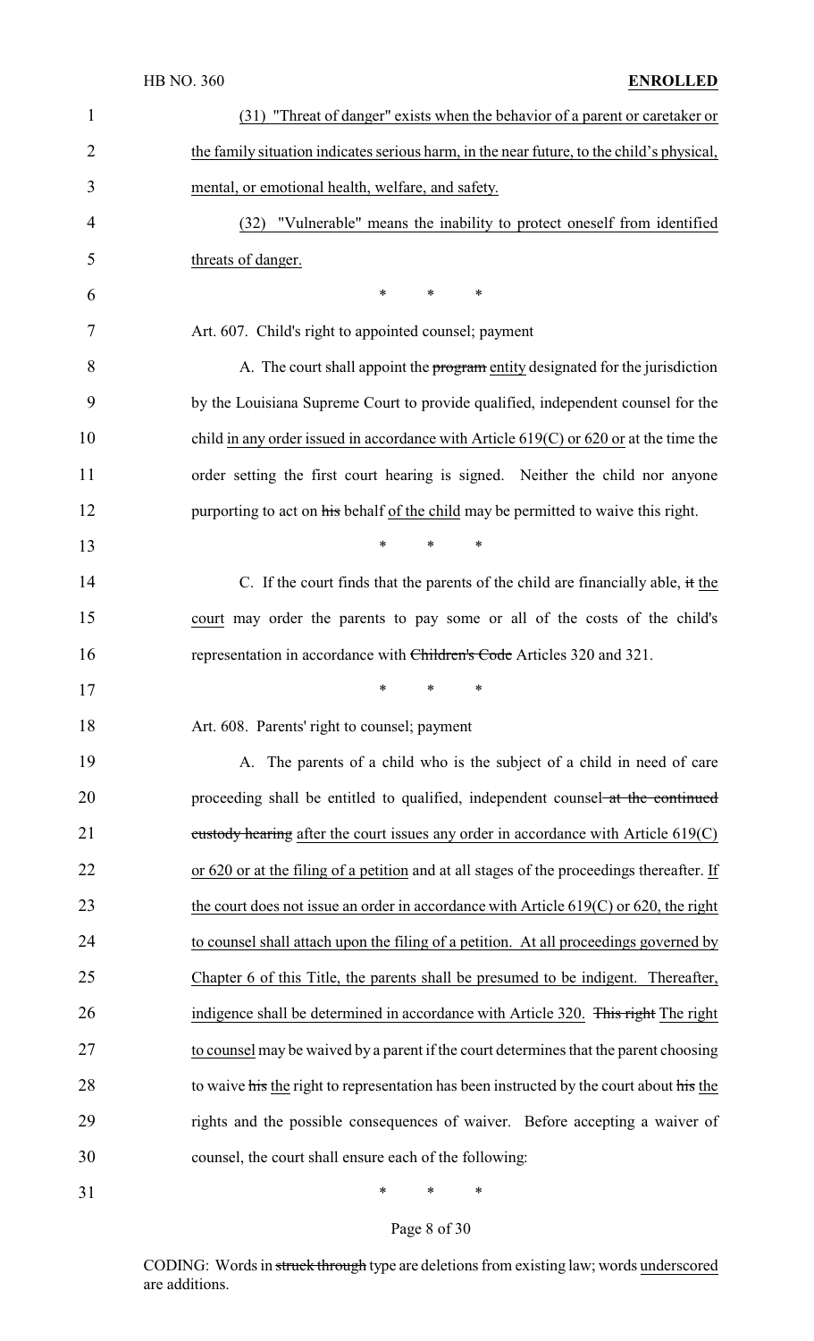(31) "Threat of danger" exists when the behavior of a parent or caretaker or the family situation indicates serious harm, in the near future, to the child's physical, mental, or emotional health, welfare, and safety.

(32) "Vulnerable" means the inability to protect oneself from identified threats of danger.

\* \* \*

Art. 607. Child's right to appointed counsel; payment

A. The court shall appoint the ~~program~~ entity designated for the jurisdiction by the Louisiana Supreme Court to provide qualified, independent counsel for the child in any order issued in accordance with Article 619(C) or 620 or at the time the order setting the first court hearing is signed. Neither the child nor anyone purporting to act on ~~his~~ behalf of the child may be permitted to waive this right.

\* \* \*

C. If the court finds that the parents of the child are financially able, ~~it~~ the court may order the parents to pay some or all of the costs of the child's representation in accordance with ~~Children's Code~~ Articles 320 and 321.

\* \* \*

Art. 608. Parents' right to counsel; payment

A. The parents of a child who is the subject of a child in need of care proceeding shall be entitled to qualified, independent counsel ~~at the continued custody hearing~~ after the court issues any order in accordance with Article 619(C) or 620 or at the filing of a petition and at all stages of the proceedings thereafter. If the court does not issue an order in accordance with Article 619(C) or 620, the right to counsel shall attach upon the filing of a petition. At all proceedings governed by Chapter 6 of this Title, the parents shall be presumed to be indigent. Thereafter, indigence shall be determined in accordance with Article 320. ~~This right~~ The right to counsel may be waived by a parent if the court determines that the parent choosing to waive ~~his~~ the right to representation has been instructed by the court about ~~his~~ the rights and the possible consequences of waiver. Before accepting a waiver of counsel, the court shall ensure each of the following:

\* \* \*

CODING: Words in ~~struck through~~ type are deletions from existing law; words underscored are additions.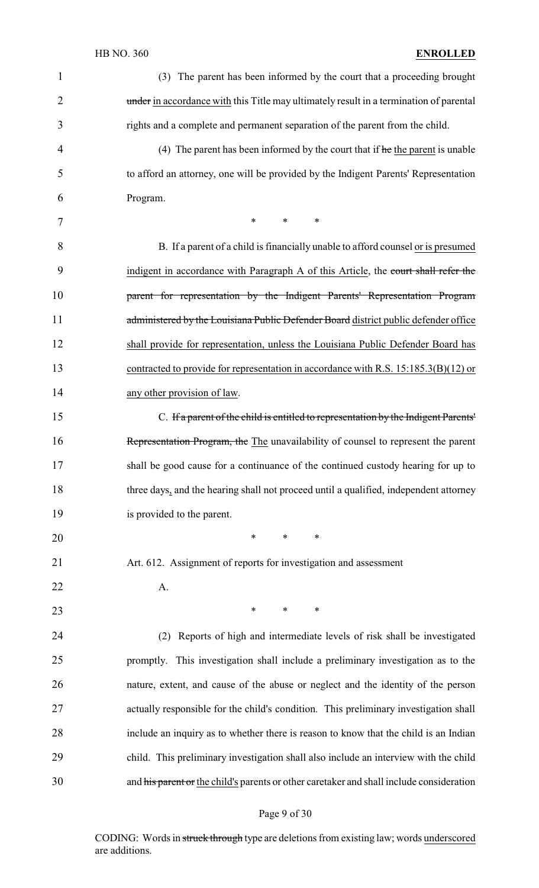(3) The parent has been informed by the court that a proceeding brought ~~under~~ <u>in accordance with</u> this Title may ultimately result in a termination of parental rights and a complete and permanent separation of the parent from the child.

(4) The parent has been informed by the court that if ~~he~~ <u>the parent</u> is unable to afford an attorney, one will be provided by the Indigent Parents' Representation Program.

\* \* \*

B. If a parent of a child is financially unable to afford counsel <u>or is presumed indigent in accordance with Paragraph A of this Article</u>, the ~~court shall refer the parent for representation by the Indigent Parents' Representation Program administered by the Louisiana Public Defender Board~~ <u>district public defender office shall provide for representation, unless the Louisiana Public Defender Board has contracted to provide for representation in accordance with R.S. 15:185.3(B)(12) or any other provision of law</u>.

C. ~~If a parent of the child is entitled to representation by the Indigent Parents' Representation Program, the~~ <u>The</u> unavailability of counsel to represent the parent shall be good cause for a continuance of the continued custody hearing for up to three days<u>,</u> and the hearing shall not proceed until a qualified, independent attorney is provided to the parent.

\* \* \*

Art. 612. Assignment of reports for investigation and assessment

A.

\* \* \*

(2) Reports of high and intermediate levels of risk shall be investigated promptly. This investigation shall include a preliminary investigation as to the nature, extent, and cause of the abuse or neglect and the identity of the person actually responsible for the child's condition. This preliminary investigation shall include an inquiry as to whether there is reason to know that the child is an Indian child. This preliminary investigation shall also include an interview with the child and ~~his parent or~~ <u>the child's</u> parents or other caretaker and shall include consideration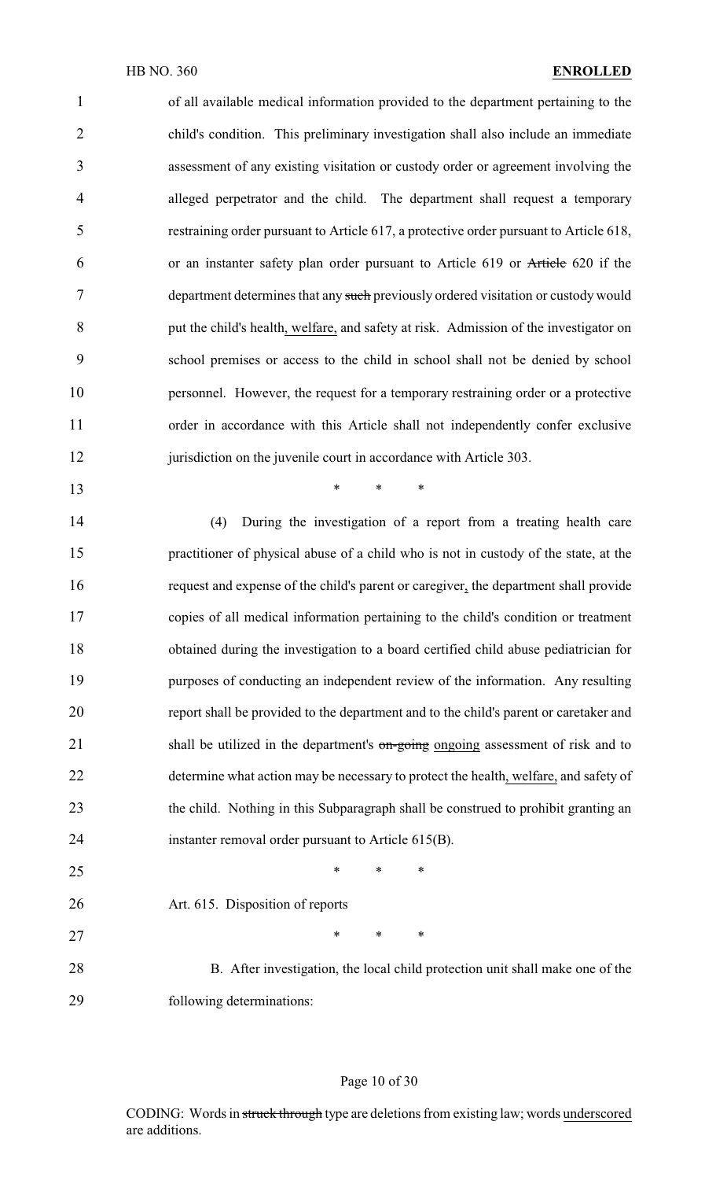of all available medical information provided to the department pertaining to the child's condition. This preliminary investigation shall also include an immediate assessment of any existing visitation or custody order or agreement involving the alleged perpetrator and the child. The department shall request a temporary restraining order pursuant to Article 617, a protective order pursuant to Article 618, or an instanter safety plan order pursuant to Article 619 or ~~Article~~ 620 if the department determines that any ~~such~~ previously ordered visitation or custody would put the child's health, welfare, and safety at risk. Admission of the investigator on school premises or access to the child in school shall not be denied by school personnel. However, the request for a temporary restraining order or a protective order in accordance with this Article shall not independently confer exclusive jurisdiction on the juvenile court in accordance with Article 303.

\* \* \*

(4) During the investigation of a report from a treating health care practitioner of physical abuse of a child who is not in custody of the state, at the request and expense of the child's parent or caregiver, the department shall provide copies of all medical information pertaining to the child's condition or treatment obtained during the investigation to a board certified child abuse pediatrician for purposes of conducting an independent review of the information. Any resulting report shall be provided to the department and to the child's parent or caretaker and shall be utilized in the department's ~~on-going~~ ongoing assessment of risk and to determine what action may be necessary to protect the health, welfare, and safety of the child. Nothing in this Subparagraph shall be construed to prohibit granting an instanter removal order pursuant to Article 615(B).

\* \* \*

Art. 615. Disposition of reports

\* \* \*

B. After investigation, the local child protection unit shall make one of the following determinations: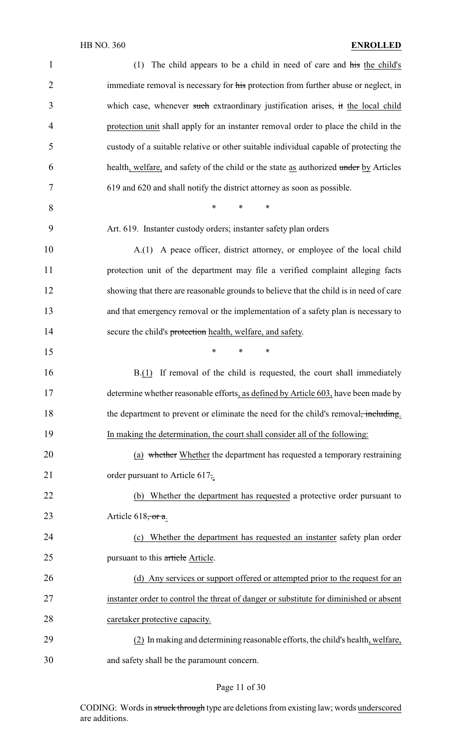(1) The child appears to be a child in need of care and his the child's immediate removal is necessary for his protection from further abuse or neglect, in which case, whenever such extraordinary justification arises, it the local child protection unit shall apply for an instanter removal order to place the child in the custody of a suitable relative or other suitable individual capable of protecting the health, welfare, and safety of the child or the state as authorized under by Articles 619 and 620 and shall notify the district attorney as soon as possible.

\* \* \*

Art. 619. Instanter custody orders; instanter safety plan orders

A.(1) A peace officer, district attorney, or employee of the local child protection unit of the department may file a verified complaint alleging facts showing that there are reasonable grounds to believe that the child is in need of care and that emergency removal or the implementation of a safety plan is necessary to secure the child's protection health, welfare, and safety.

\* \* \*

B.(1) If removal of the child is requested, the court shall immediately determine whether reasonable efforts, as defined by Article 603, have been made by the department to prevent or eliminate the need for the child's removal, including. In making the determination, the court shall consider all of the following:

(a) whether Whether the department has requested a temporary restraining order pursuant to Article 617,.

(b) Whether the department has requested a protective order pursuant to Article 618, or a.

(c) Whether the department has requested an instanter safety plan order pursuant to this article Article.

(d) Any services or support offered or attempted prior to the request for an instanter order to control the threat of danger or substitute for diminished or absent caretaker protective capacity.

(2) In making and determining reasonable efforts, the child's health, welfare, and safety shall be the paramount concern.

CODING: Words in struck through type are deletions from existing law; words underscored are additions.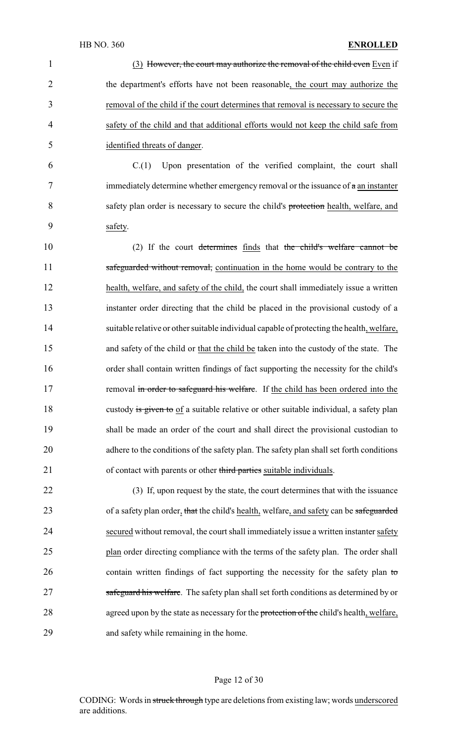(3) ~~However, the court may authorize the removal of the child even~~ <u>Even</u> if the department's efforts have not been reasonable<u>, the court may authorize the removal of the child if the court determines that removal is necessary to secure the safety of the child and that additional efforts would not keep the child safe from identified threats of danger</u>.

C.(1) Upon presentation of the verified complaint, the court shall immediately determine whether emergency removal or the issuance of ~~a~~ <u>an instanter</u> safety plan order is necessary to secure the child's ~~protection~~ <u>health, welfare, and safety</u>.

(2) If the court ~~determines~~ <u>finds</u> that ~~the child's welfare cannot be safeguarded without removal,~~ <u>continuation in the home would be contrary to the health, welfare, and safety of the child,</u> the court shall immediately issue a written instanter order directing that the child be placed in the provisional custody of a suitable relative or other suitable individual capable of protecting the health<u>, welfare,</u> and safety of the child or <u>that the child be</u> taken into the custody of the state. The order shall contain written findings of fact supporting the necessity for the child's removal ~~in order to safeguard his welfare~~. If <u>the child has been ordered into the</u> custody ~~is given to~~ <u>of</u> a suitable relative or other suitable individual, a safety plan shall be made an order of the court and shall direct the provisional custodian to adhere to the conditions of the safety plan. The safety plan shall set forth conditions of contact with parents or other ~~third parties~~ <u>suitable individuals</u>.

(3) If, upon request by the state, the court determines that with the issuance of a safety plan order<u>,</u> ~~that~~ the child's <u>health,</u> welfare<u>, and safety</u> can be ~~safeguarded~~ <u>secured</u> without removal, the court shall immediately issue a written instanter <u>safety plan</u> order directing compliance with the terms of the safety plan. The order shall contain written findings of fact supporting the necessity for the safety plan ~~to safeguard his welfare~~. The safety plan shall set forth conditions as determined by or agreed upon by the state as necessary for the ~~protection of the~~ child's health<u>, welfare,</u> and safety while remaining in the home.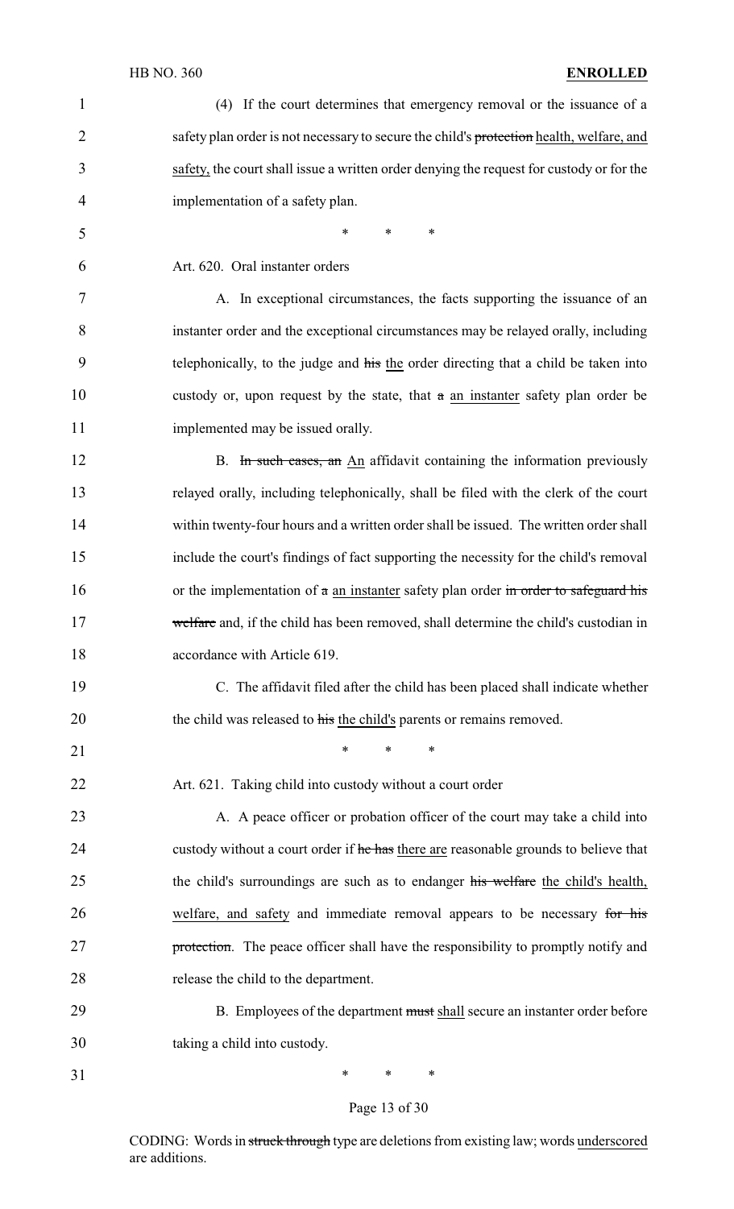(4) If the court determines that emergency removal or the issuance of a safety plan order is not necessary to secure the child's ~~protection~~ health, welfare, and safety, the court shall issue a written order denying the request for custody or for the implementation of a safety plan.

\* \* \*

Art. 620. Oral instanter orders

A. In exceptional circumstances, the facts supporting the issuance of an instanter order and the exceptional circumstances may be relayed orally, including telephonically, to the judge and ~~his~~ the order directing that a child be taken into custody or, upon request by the state, that ~~a~~ an instanter safety plan order be implemented may be issued orally.

B. ~~In such cases, an~~ An affidavit containing the information previously relayed orally, including telephonically, shall be filed with the clerk of the court within twenty-four hours and a written order shall be issued. The written order shall include the court's findings of fact supporting the necessity for the child's removal or the implementation of ~~a~~ an instanter safety plan order ~~in order to safeguard his welfare~~ and, if the child has been removed, shall determine the child's custodian in accordance with Article 619.

C. The affidavit filed after the child has been placed shall indicate whether the child was released to ~~his~~ the child's parents or remains removed.

\* \* \*

Art. 621. Taking child into custody without a court order

A. A peace officer or probation officer of the court may take a child into custody without a court order if ~~he has~~ there are reasonable grounds to believe that the child's surroundings are such as to endanger ~~his welfare~~ the child's health, welfare, and safety and immediate removal appears to be necessary ~~for his protection~~. The peace officer shall have the responsibility to promptly notify and release the child to the department.

B. Employees of the department ~~must~~ shall secure an instanter order before taking a child into custody.

\* \* \*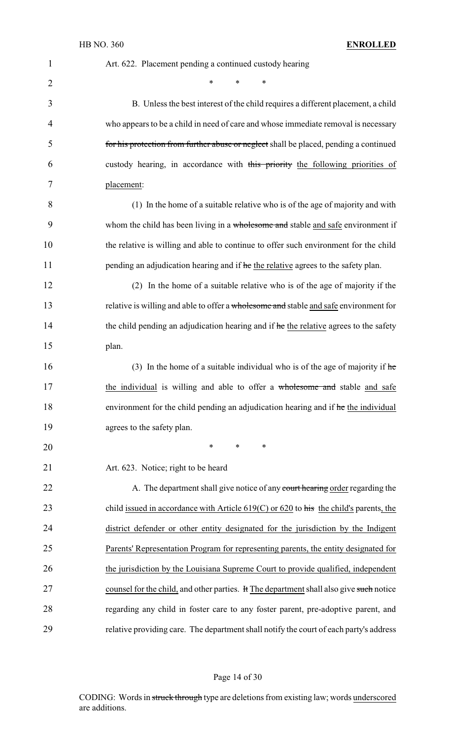Art. 622. Placement pending a continued custody hearing

\* \* \*

B. Unless the best interest of the child requires a different placement, a child who appears to be a child in need of care and whose immediate removal is necessary ~~for his protection from further abuse or neglect~~ shall be placed, pending a continued custody hearing, in accordance with ~~this priority~~ <u>the following priorities of placement</u>:

(1) In the home of a suitable relative who is of the age of majority and with whom the child has been living in a ~~wholesome and~~ stable <u>and safe</u> environment if the relative is willing and able to continue to offer such environment for the child pending an adjudication hearing and if ~~he~~ <u>the relative</u> agrees to the safety plan.

(2) In the home of a suitable relative who is of the age of majority if the relative is willing and able to offer a ~~wholesome and~~ stable <u>and safe</u> environment for the child pending an adjudication hearing and if ~~he~~ <u>the relative</u> agrees to the safety plan.

(3) In the home of a suitable individual who is of the age of majority if ~~he~~ <u>the individual</u> is willing and able to offer a ~~wholesome and~~ stable <u>and safe</u> environment for the child pending an adjudication hearing and if ~~he~~ <u>the individual</u> agrees to the safety plan.

\* \* \*

Art. 623. Notice; right to be heard

A. The department shall give notice of any ~~court hearing~~ <u>order</u> regarding the child <u>issued in accordance with Article 619(C) or 620</u> to ~~his~~ <u>the child's</u> parents, <u>the district defender or other entity designated for the jurisdiction by the Indigent Parents' Representation Program for representing parents, the entity designated for the jurisdiction by the Louisiana Supreme Court to provide qualified, independent counsel for the child,</u> and other parties. ~~It~~ <u>The department</u> shall also give ~~such~~ notice regarding any child in foster care to any foster parent, pre-adoptive parent, and relative providing care. The department shall notify the court of each party's address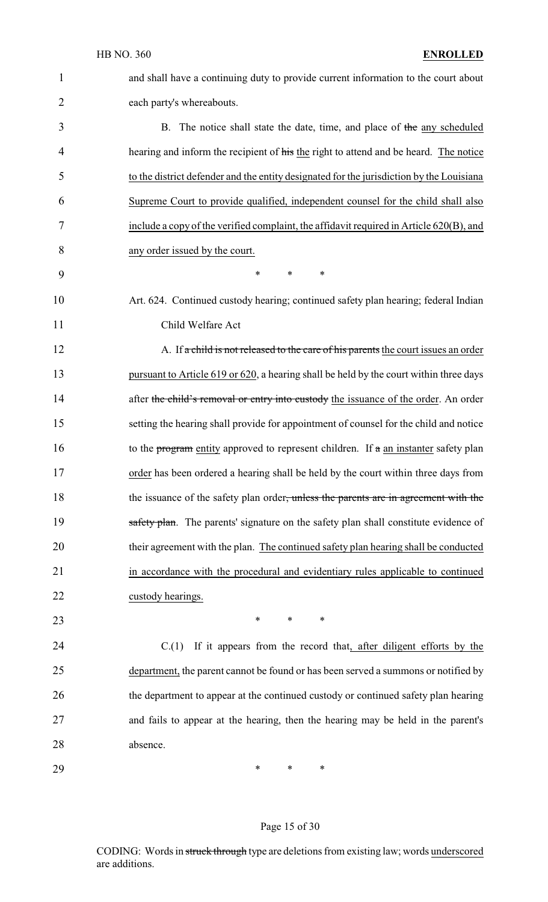and shall have a continuing duty to provide current information to the court about each party's whereabouts.

B. The notice shall state the date, time, and place of ~~the~~ any scheduled hearing and inform the recipient of ~~his~~ the right to attend and be heard. The notice to the district defender and the entity designated for the jurisdiction by the Louisiana Supreme Court to provide qualified, independent counsel for the child shall also include a copy of the verified complaint, the affidavit required in Article 620(B), and any order issued by the court.

\* \* \*

Art. 624. Continued custody hearing; continued safety plan hearing; federal Indian Child Welfare Act

A. If ~~a child is not released to the care of his parents~~ the court issues an order pursuant to Article 619 or 620, a hearing shall be held by the court within three days after ~~the child's removal or entry into custody~~ the issuance of the order. An order setting the hearing shall provide for appointment of counsel for the child and notice to the ~~program~~ entity approved to represent children. If ~~a~~ an instanter safety plan order has been ordered a hearing shall be held by the court within three days from the issuance of the safety plan order~~, unless the parents are in agreement with the safety plan~~. The parents' signature on the safety plan shall constitute evidence of their agreement with the plan. The continued safety plan hearing shall be conducted in accordance with the procedural and evidentiary rules applicable to continued custody hearings.

\* \* \*

C.(1) If it appears from the record that, after diligent efforts by the department, the parent cannot be found or has been served a summons or notified by the department to appear at the continued custody or continued safety plan hearing and fails to appear at the hearing, then the hearing may be held in the parent's absence.

\* \* \*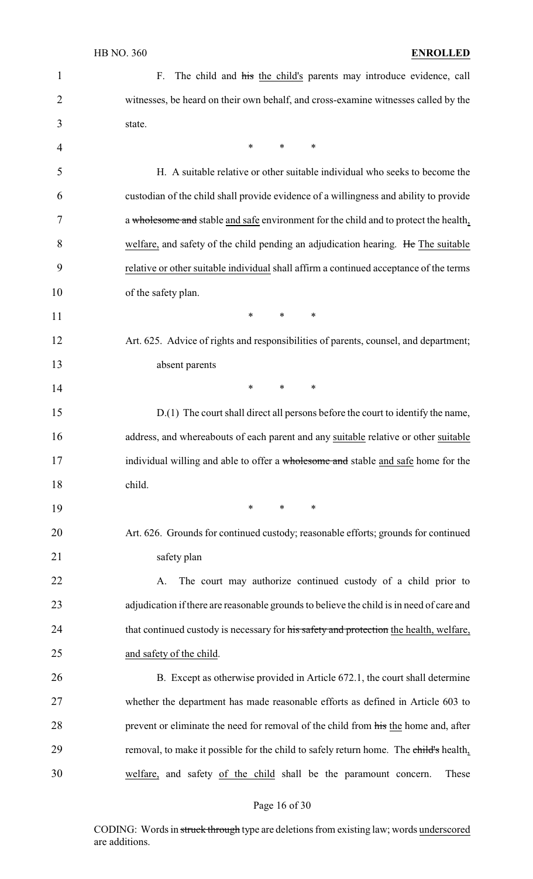F. The child and ~~his~~ the child's parents may introduce evidence, call witnesses, be heard on their own behalf, and cross-examine witnesses called by the state.

\* \* \*

H. A suitable relative or other suitable individual who seeks to become the custodian of the child shall provide evidence of a willingness and ability to provide a ~~wholesome and~~ stable and safe environment for the child and to protect the health, welfare, and safety of the child pending an adjudication hearing. ~~He~~ The suitable relative or other suitable individual shall affirm a continued acceptance of the terms of the safety plan.

\* \* \*

Art. 625. Advice of rights and responsibilities of parents, counsel, and department; absent parents

\* \* \*

D.(1) The court shall direct all persons before the court to identify the name, address, and whereabouts of each parent and any suitable relative or other suitable individual willing and able to offer a ~~wholesome and~~ stable and safe home for the child.

\* \* \*

Art. 626. Grounds for continued custody; reasonable efforts; grounds for continued safety plan

A. The court may authorize continued custody of a child prior to adjudication if there are reasonable grounds to believe the child is in need of care and that continued custody is necessary for ~~his safety and protection~~ the health, welfare, and safety of the child.

B. Except as otherwise provided in Article 672.1, the court shall determine whether the department has made reasonable efforts as defined in Article 603 to prevent or eliminate the need for removal of the child from ~~his~~ the home and, after removal, to make it possible for the child to safely return home. The ~~child's~~ health, welfare, and safety of the child shall be the paramount concern. These

CODING: Words in ~~struck through~~ type are deletions from existing law; words underscored are additions.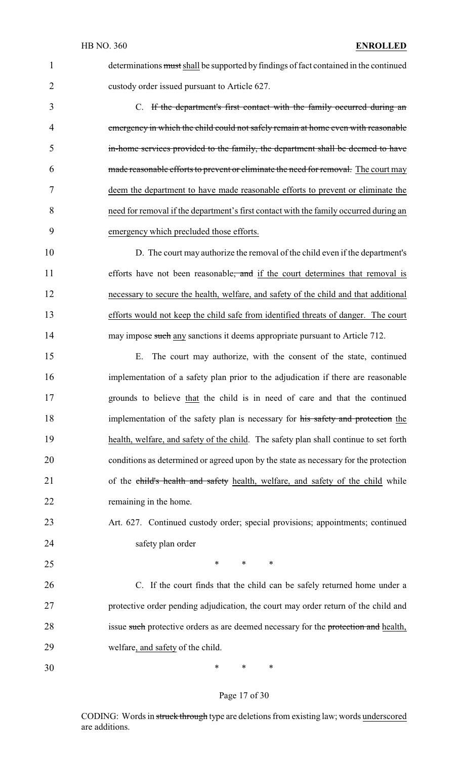determinations ~~must~~ shall be supported by findings of fact contained in the continued custody order issued pursuant to Article 627.

C. ~~If the department's first contact with the family occurred during an emergency in which the child could not safely remain at home even with reasonable in-home services provided to the family, the department shall be deemed to have made reasonable efforts to prevent or eliminate the need for removal.~~ The court may deem the department to have made reasonable efforts to prevent or eliminate the need for removal if the department's first contact with the family occurred during an emergency which precluded those efforts.

D. The court may authorize the removal of the child even if the department's efforts have not been reasonable~~, and~~ if the court determines that removal is necessary to secure the health, welfare, and safety of the child and that additional efforts would not keep the child safe from identified threats of danger. The court may impose ~~such~~ any sanctions it deems appropriate pursuant to Article 712.

E. The court may authorize, with the consent of the state, continued implementation of a safety plan prior to the adjudication if there are reasonable grounds to believe that the child is in need of care and that the continued implementation of the safety plan is necessary for ~~his safety and protection~~ the health, welfare, and safety of the child. The safety plan shall continue to set forth conditions as determined or agreed upon by the state as necessary for the protection of the ~~child's health and safety~~ health, welfare, and safety of the child while remaining in the home.

Art. 627. Continued custody order; special provisions; appointments; continued safety plan order

\* \* \*

C. If the court finds that the child can be safely returned home under a protective order pending adjudication, the court may order return of the child and issue ~~such~~ protective orders as are deemed necessary for the ~~protection and~~ health, welfare, and safety of the child.

\* \* \*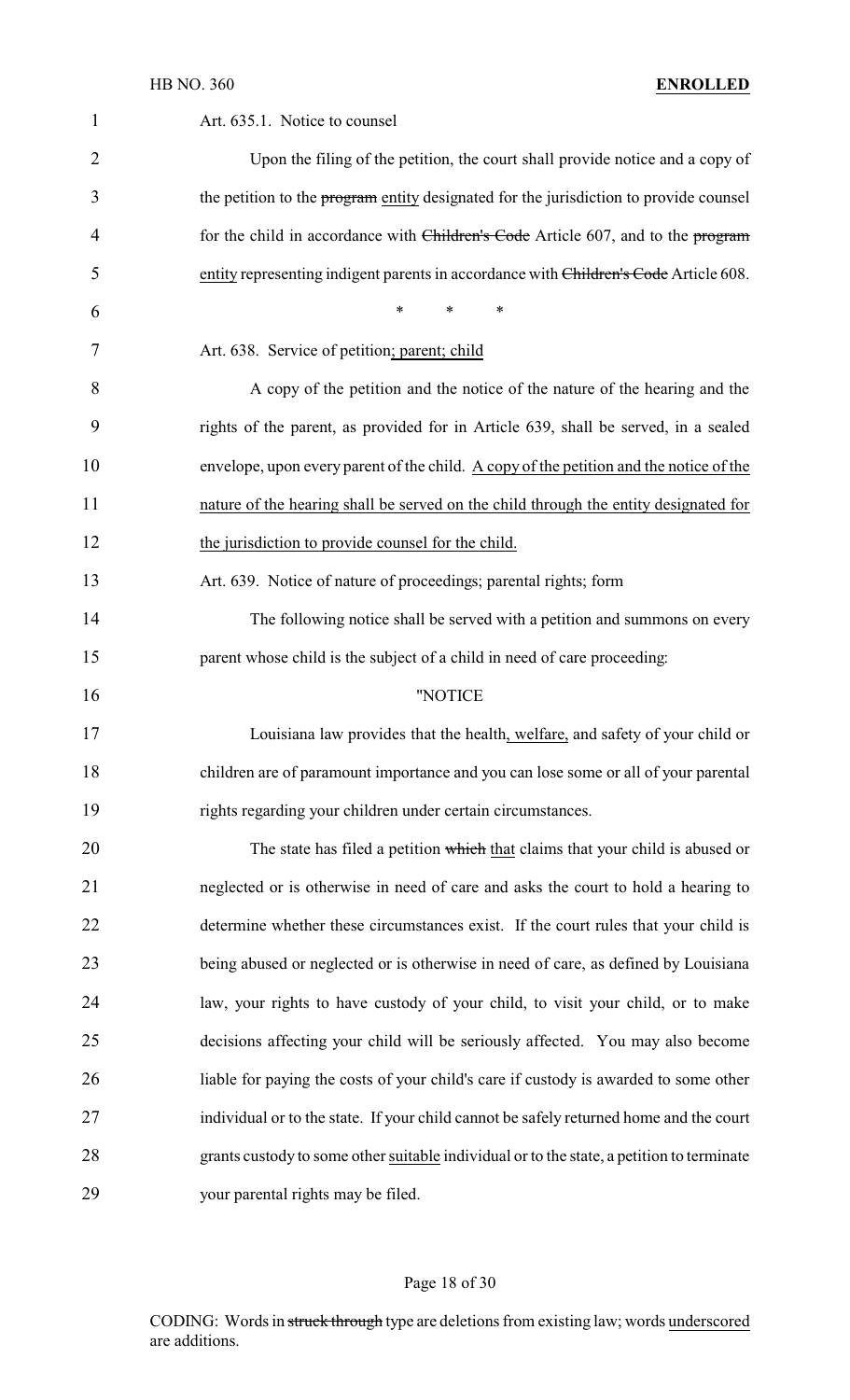Art. 635.1. Notice to counsel

Upon the filing of the petition, the court shall provide notice and a copy of the petition to the ~~program~~ entity designated for the jurisdiction to provide counsel for the child in accordance with ~~Children's Code~~ Article 607, and to the ~~program~~ entity representing indigent parents in accordance with ~~Children's Code~~ Article 608.

\* \* \*

Art. 638. Service of petition; parent; child

A copy of the petition and the notice of the nature of the hearing and the rights of the parent, as provided for in Article 639, shall be served, in a sealed envelope, upon every parent of the child. A copy of the petition and the notice of the nature of the hearing shall be served on the child through the entity designated for the jurisdiction to provide counsel for the child.

Art. 639. Notice of nature of proceedings; parental rights; form

The following notice shall be served with a petition and summons on every parent whose child is the subject of a child in need of care proceeding:

"NOTICE

Louisiana law provides that the health, welfare, and safety of your child or children are of paramount importance and you can lose some or all of your parental rights regarding your children under certain circumstances.

The state has filed a petition ~~which~~ that claims that your child is abused or neglected or is otherwise in need of care and asks the court to hold a hearing to determine whether these circumstances exist. If the court rules that your child is being abused or neglected or is otherwise in need of care, as defined by Louisiana law, your rights to have custody of your child, to visit your child, or to make decisions affecting your child will be seriously affected. You may also become liable for paying the costs of your child's care if custody is awarded to some other individual or to the state. If your child cannot be safely returned home and the court grants custody to some other suitable individual or to the state, a petition to terminate your parental rights may be filed.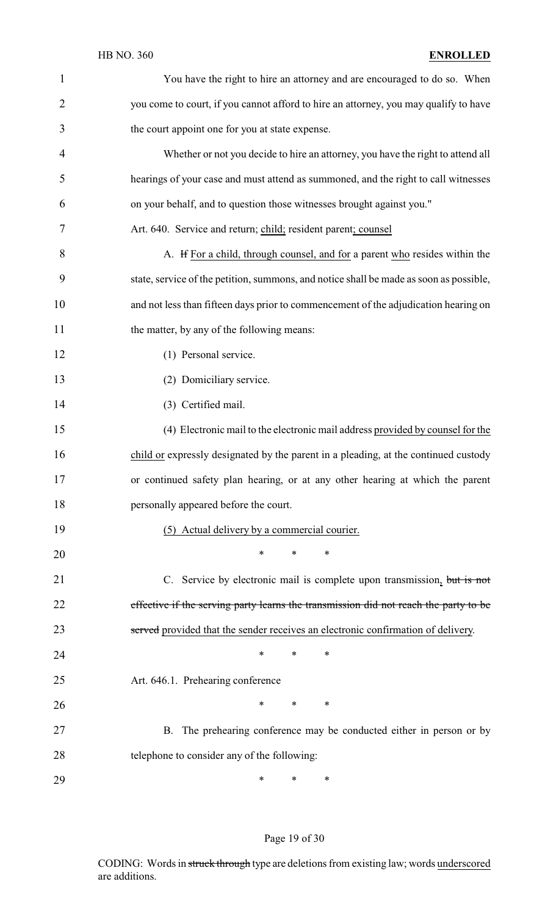You have the right to hire an attorney and are encouraged to do so. When you come to court, if you cannot afford to hire an attorney, you may qualify to have the court appoint one for you at state expense.

Whether or not you decide to hire an attorney, you have the right to attend all hearings of your case and must attend as summoned, and the right to call witnesses on your behalf, and to question those witnesses brought against you."

Art. 640. Service and return; <u>child;</u> resident parent<u>; counsel</u>

A. ~~If~~ <u>For a child, through counsel, and for</u> a parent <u>who</u> resides within the state, service of the petition, summons, and notice shall be made as soon as possible, and not less than fifteen days prior to commencement of the adjudication hearing on the matter, by any of the following means:

(1) Personal service.

(2) Domiciliary service.

(3) Certified mail.

(4) Electronic mail to the electronic mail address <u>provided by counsel for the child or</u> expressly designated by the parent in a pleading, at the continued custody or continued safety plan hearing, or at any other hearing at which the parent personally appeared before the court.

<u>(5) Actual delivery by a commercial courier.</u>

\* \* \*

C. Service by electronic mail is complete upon transmission<u>,</u> ~~but is not effective if the serving party learns the transmission did not reach the party to be served~~ <u>provided that the sender receives an electronic confirmation of delivery</u>.

\* \* \*

Art. 646.1. Prehearing conference

\* \* \*

B. The prehearing conference may be conducted either in person or by telephone to consider any of the following:

\* \* \*

CODING: Words in ~~struck through~~ type are deletions from existing law; words <u>underscored</u> are additions.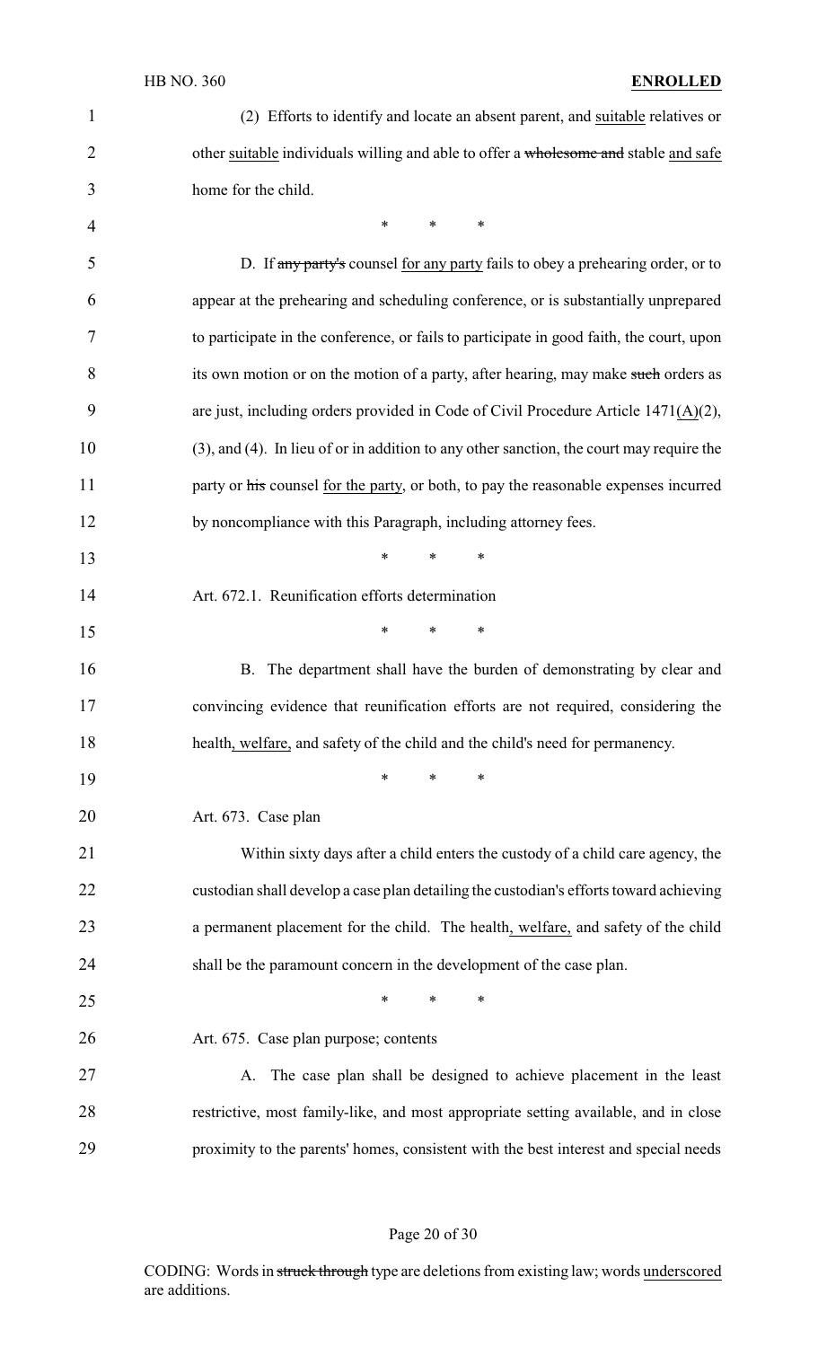(2) Efforts to identify and locate an absent parent, and suitable relatives or other suitable individuals willing and able to offer a ~~wholesome and~~ stable and safe home for the child.

\* \* \*

D. If ~~any party's~~ counsel for any party fails to obey a prehearing order, or to appear at the prehearing and scheduling conference, or is substantially unprepared to participate in the conference, or fails to participate in good faith, the court, upon its own motion or on the motion of a party, after hearing, may make ~~such~~ orders as are just, including orders provided in Code of Civil Procedure Article 1471(A)(2), (3), and (4). In lieu of or in addition to any other sanction, the court may require the party or ~~his~~ counsel for the party, or both, to pay the reasonable expenses incurred by noncompliance with this Paragraph, including attorney fees.

\* \* \*

Art. 672.1. Reunification efforts determination

\* \* \*

B. The department shall have the burden of demonstrating by clear and convincing evidence that reunification efforts are not required, considering the health, welfare, and safety of the child and the child's need for permanency.

\* \* \*

Art. 673. Case plan

Within sixty days after a child enters the custody of a child care agency, the custodian shall develop a case plan detailing the custodian's efforts toward achieving a permanent placement for the child. The health, welfare, and safety of the child shall be the paramount concern in the development of the case plan.

\* \* \*

Art. 675. Case plan purpose; contents

A. The case plan shall be designed to achieve placement in the least restrictive, most family-like, and most appropriate setting available, and in close proximity to the parents' homes, consistent with the best interest and special needs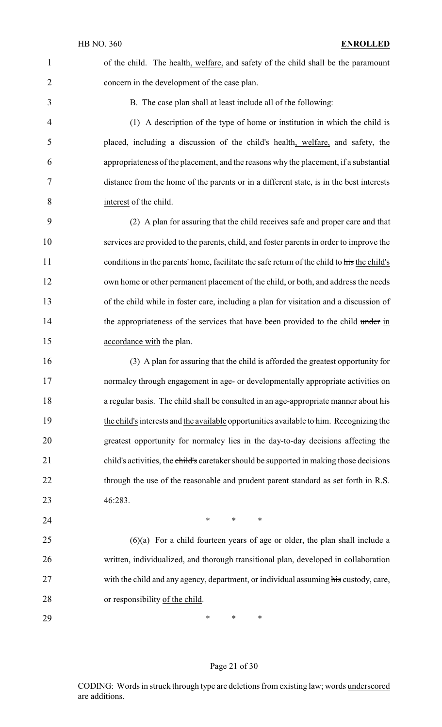of the child. The health, welfare, and safety of the child shall be the paramount concern in the development of the case plan.

B. The case plan shall at least include all of the following:

(1) A description of the type of home or institution in which the child is placed, including a discussion of the child's health, welfare, and safety, the appropriateness of the placement, and the reasons why the placement, if a substantial distance from the home of the parents or in a different state, is in the best ~~interests~~ interest of the child.

(2) A plan for assuring that the child receives safe and proper care and that services are provided to the parents, child, and foster parents in order to improve the conditions in the parents' home, facilitate the safe return of the child to ~~his~~ the child's own home or other permanent placement of the child, or both, and address the needs of the child while in foster care, including a plan for visitation and a discussion of the appropriateness of the services that have been provided to the child ~~under~~ in accordance with the plan.

(3) A plan for assuring that the child is afforded the greatest opportunity for normalcy through engagement in age- or developmentally appropriate activities on a regular basis. The child shall be consulted in an age-appropriate manner about ~~his~~ the child's interests and the available opportunities ~~available to him~~. Recognizing the greatest opportunity for normalcy lies in the day-to-day decisions affecting the child's activities, the ~~child's~~ caretaker should be supported in making those decisions through the use of the reasonable and prudent parent standard as set forth in R.S. 46:283.

\* \* \*

(6)(a) For a child fourteen years of age or older, the plan shall include a written, individualized, and thorough transitional plan, developed in collaboration with the child and any agency, department, or individual assuming ~~his~~ custody, care, or responsibility of the child.

\* \* \*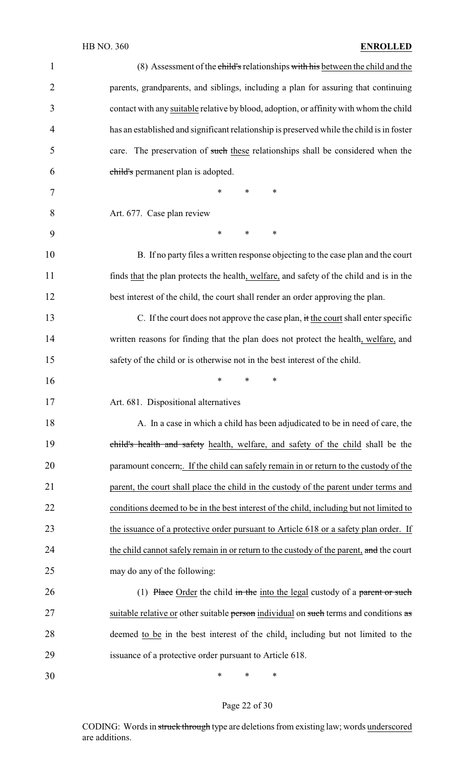(8) Assessment of the ~~child's~~ relationships ~~with his~~ <u>between the child and the</u> parents, grandparents, and siblings, including a plan for assuring that continuing contact with any <u>suitable</u> relative by blood, adoption, or affinity with whom the child has an established and significant relationship is preserved while the child is in foster care. The preservation of ~~such~~ <u>these</u> relationships shall be considered when the ~~child's~~ permanent plan is adopted.

\* \* \*

Art. 677. Case plan review

\* \* \*

B. If no party files a written response objecting to the case plan and the court finds <u>that</u> the plan protects the health<u>, welfare,</u> and safety of the child and is in the best interest of the child, the court shall render an order approving the plan.

C. If the court does not approve the case plan, ~~it~~ <u>the court</u> shall enter specific written reasons for finding that the plan does not protect the health<u>, welfare,</u> and safety of the child or is otherwise not in the best interest of the child.

\* \* \*

Art. 681. Dispositional alternatives

A. In a case in which a child has been adjudicated to be in need of care, the ~~child's health and safety~~ <u>health, welfare, and safety of the child</u> shall be the paramount concern~~,~~<u>. If the child can safely remain in or return to the custody of the parent, the court shall place the child in the custody of the parent under terms and conditions deemed to be in the best interest of the child, including but not limited to the issuance of a protective order pursuant to Article 618 or a safety plan order. If the child cannot safely remain in or return to the custody of the parent,</u> ~~and~~ the court may do any of the following:

(1) ~~Place~~ <u>Order</u> the child ~~in the~~ <u>into the legal</u> custody of a ~~parent or such~~ <u>suitable relative or</u> other suitable ~~person~~ <u>individual</u> on ~~such~~ terms and conditions ~~as~~ deemed <u>to be</u> in the best interest of the child<u>,</u> including but not limited to the issuance of a protective order pursuant to Article 618.

\* \* \*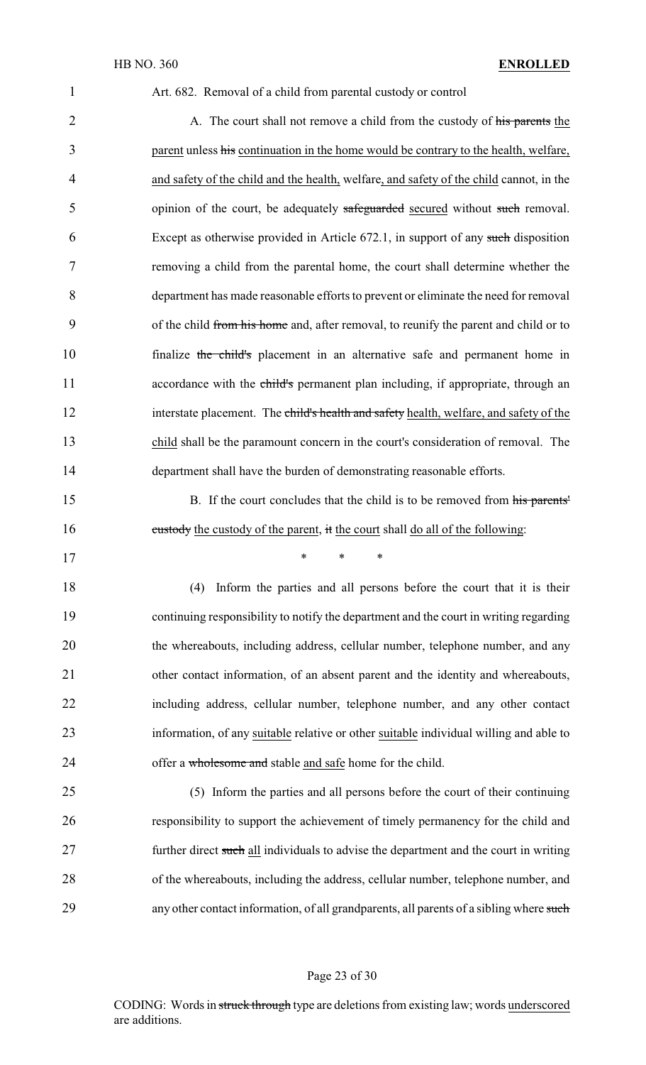Art. 682. Removal of a child from parental custody or control

A. The court shall not remove a child from the custody of ~~his parents~~ the parent unless ~~his~~ continuation in the home would be contrary to the health, welfare, and safety of the child and the health, welfare, and safety of the child cannot, in the opinion of the court, be adequately ~~safeguarded~~ secured without ~~such~~ removal. Except as otherwise provided in Article 672.1, in support of any ~~such~~ disposition removing a child from the parental home, the court shall determine whether the department has made reasonable efforts to prevent or eliminate the need for removal of the child ~~from his home~~ and, after removal, to reunify the parent and child or to finalize ~~the child's~~ placement in an alternative safe and permanent home in accordance with the ~~child's~~ permanent plan including, if appropriate, through an interstate placement. The ~~child's health and safety~~ health, welfare, and safety of the child shall be the paramount concern in the court's consideration of removal. The department shall have the burden of demonstrating reasonable efforts.

B. If the court concludes that the child is to be removed from ~~his parents' custody~~ the custody of the parent, ~~it~~ the court shall do all of the following:

\* \* \*

(4) Inform the parties and all persons before the court that it is their continuing responsibility to notify the department and the court in writing regarding the whereabouts, including address, cellular number, telephone number, and any other contact information, of an absent parent and the identity and whereabouts, including address, cellular number, telephone number, and any other contact information, of any suitable relative or other suitable individual willing and able to offer a ~~wholesome and~~ stable and safe home for the child.

(5) Inform the parties and all persons before the court of their continuing responsibility to support the achievement of timely permanency for the child and further direct ~~such~~ all individuals to advise the department and the court in writing of the whereabouts, including the address, cellular number, telephone number, and any other contact information, of all grandparents, all parents of a sibling where ~~such~~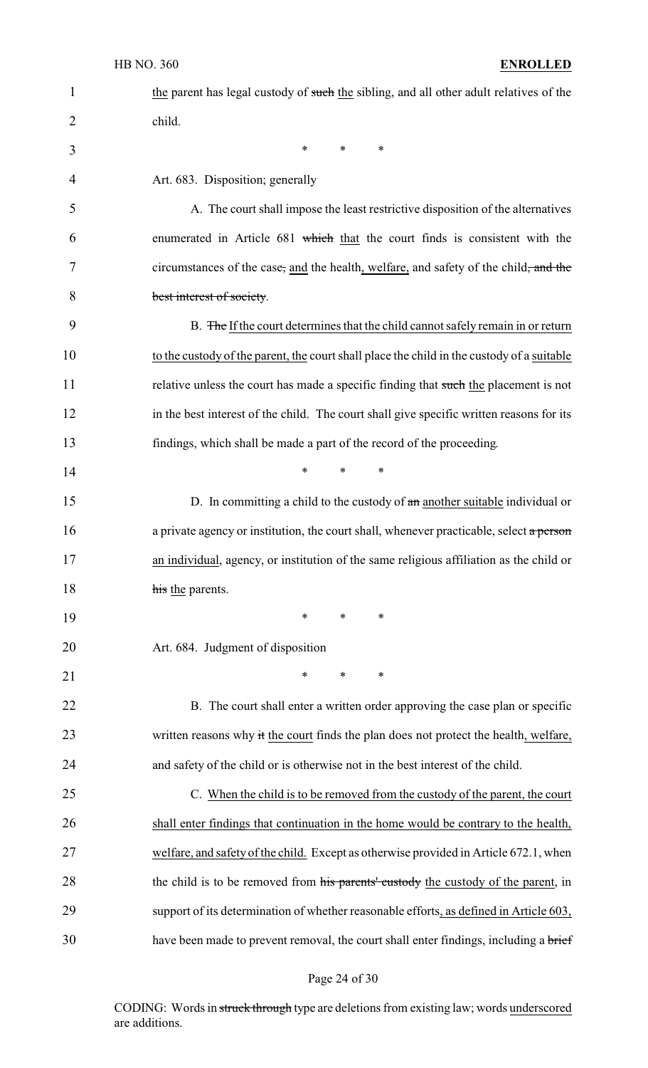the parent has legal custody of ~~such~~ the sibling, and all other adult relatives of the child.

\*   \*   \*

Art. 683. Disposition; generally

A. The court shall impose the least restrictive disposition of the alternatives enumerated in Article 681 ~~which~~ that the court finds is consistent with the circumstances of the case~~,~~ and the health, welfare, and safety of the child~~, and the best interest of society~~.

B. ~~The~~ If the court determines that the child cannot safely remain in or return to the custody of the parent, the court shall place the child in the custody of a suitable relative unless the court has made a specific finding that ~~such~~ the placement is not in the best interest of the child. The court shall give specific written reasons for its findings, which shall be made a part of the record of the proceeding.

\*   \*   \*

D. In committing a child to the custody of ~~an~~ another suitable individual or a private agency or institution, the court shall, whenever practicable, select ~~a person~~ an individual, agency, or institution of the same religious affiliation as the child or ~~his~~ the parents.

\*   \*   \*

Art. 684. Judgment of disposition

\*   \*   \*

B. The court shall enter a written order approving the case plan or specific written reasons why ~~it~~ the court finds the plan does not protect the health, welfare, and safety of the child or is otherwise not in the best interest of the child.

C. When the child is to be removed from the custody of the parent, the court shall enter findings that continuation in the home would be contrary to the health, welfare, and safety of the child. Except as otherwise provided in Article 672.1, when the child is to be removed from ~~his parents' custody~~ the custody of the parent, in support of its determination of whether reasonable efforts, as defined in Article 603, have been made to prevent removal, the court shall enter findings, including a ~~brief~~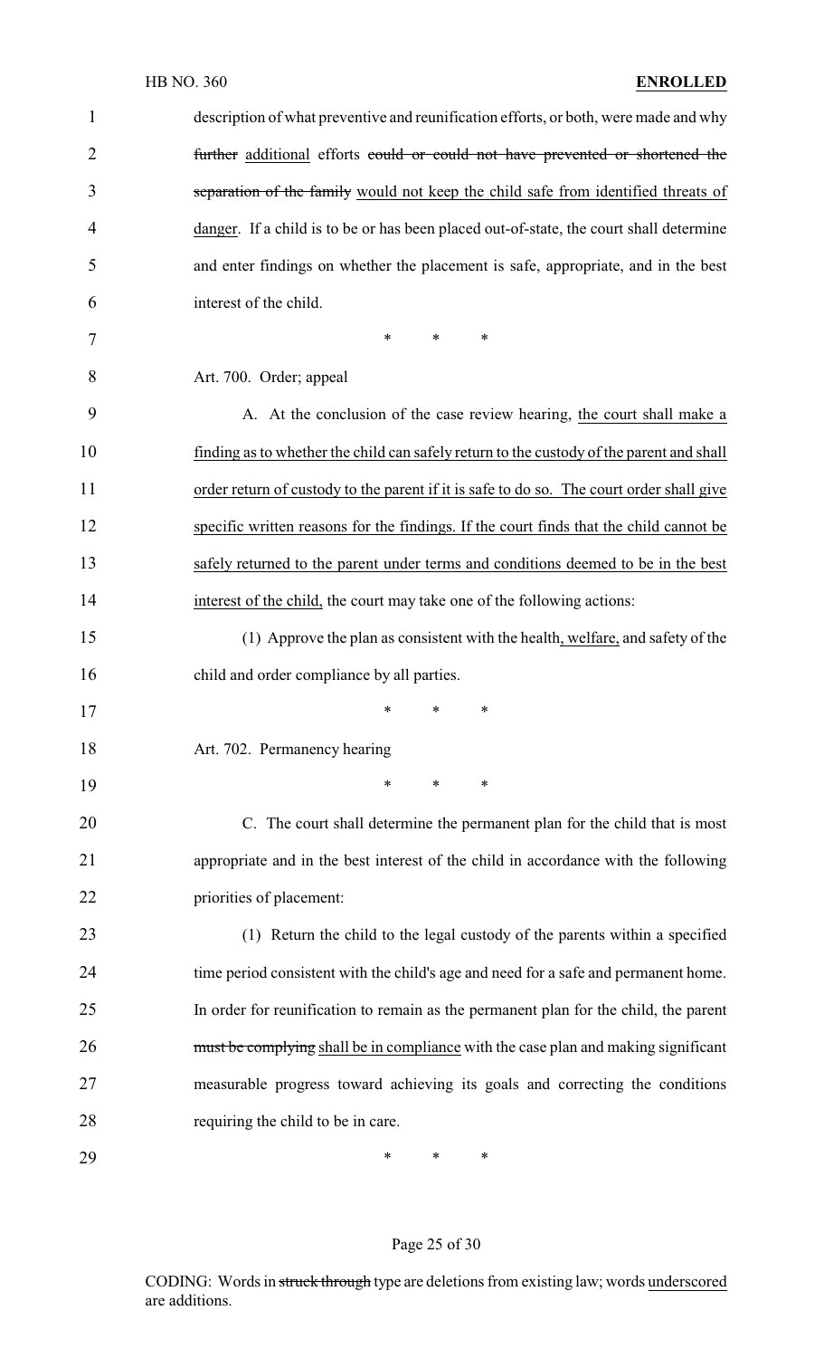description of what preventive and reunification efforts, or both, were made and why ~~further~~ additional efforts ~~could or could not have prevented or shortened the separation of the family~~ would not keep the child safe from identified threats of danger. If a child is to be or has been placed out-of-state, the court shall determine and enter findings on whether the placement is safe, appropriate, and in the best interest of the child.

\* \* \*

Art. 700. Order; appeal

A. At the conclusion of the case review hearing, the court shall make a finding as to whether the child can safely return to the custody of the parent and shall order return of custody to the parent if it is safe to do so. The court order shall give specific written reasons for the findings. If the court finds that the child cannot be safely returned to the parent under terms and conditions deemed to be in the best interest of the child, the court may take one of the following actions:

(1) Approve the plan as consistent with the health, welfare, and safety of the child and order compliance by all parties.

\* \* \*

Art. 702. Permanency hearing

\* \* \*

C. The court shall determine the permanent plan for the child that is most appropriate and in the best interest of the child in accordance with the following priorities of placement:

(1) Return the child to the legal custody of the parents within a specified time period consistent with the child's age and need for a safe and permanent home. In order for reunification to remain as the permanent plan for the child, the parent ~~must be complying~~ shall be in compliance with the case plan and making significant measurable progress toward achieving its goals and correcting the conditions requiring the child to be in care.

\* \* \*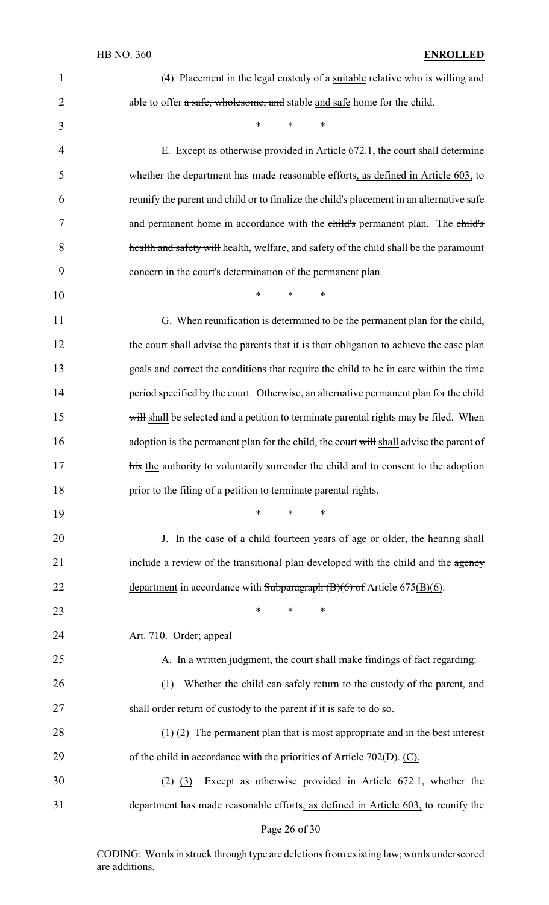(4) Placement in the legal custody of a suitable relative who is willing and able to offer ~~a safe, wholesome, and~~ stable and safe home for the child.

\* \* \*

E. Except as otherwise provided in Article 672.1, the court shall determine whether the department has made reasonable efforts, as defined in Article 603, to reunify the parent and child or to finalize the child's placement in an alternative safe and permanent home in accordance with the ~~child's~~ permanent plan. The ~~child's health and safety will~~ health, welfare, and safety of the child shall be the paramount concern in the court's determination of the permanent plan.

\* \* \*

G. When reunification is determined to be the permanent plan for the child, the court shall advise the parents that it is their obligation to achieve the case plan goals and correct the conditions that require the child to be in care within the time period specified by the court. Otherwise, an alternative permanent plan for the child ~~will~~ shall be selected and a petition to terminate parental rights may be filed. When adoption is the permanent plan for the child, the court ~~will~~ shall advise the parent of ~~his~~ the authority to voluntarily surrender the child and to consent to the adoption prior to the filing of a petition to terminate parental rights.

\* \* \*

J. In the case of a child fourteen years of age or older, the hearing shall include a review of the transitional plan developed with the child and the ~~agency~~ department in accordance with ~~Subparagraph (B)(6) of~~ Article 675(B)(6).

\* \* \*

Art. 710. Order; appeal

A. In a written judgment, the court shall make findings of fact regarding:

(1) Whether the child can safely return to the custody of the parent, and shall order return of custody to the parent if it is safe to do so.

~~(1)~~ (2) The permanent plan that is most appropriate and in the best interest of the child in accordance with the priorities of Article 702~~(D).~~ (C).

~~(2)~~ (3) Except as otherwise provided in Article 672.1, whether the department has made reasonable efforts, as defined in Article 603, to reunify the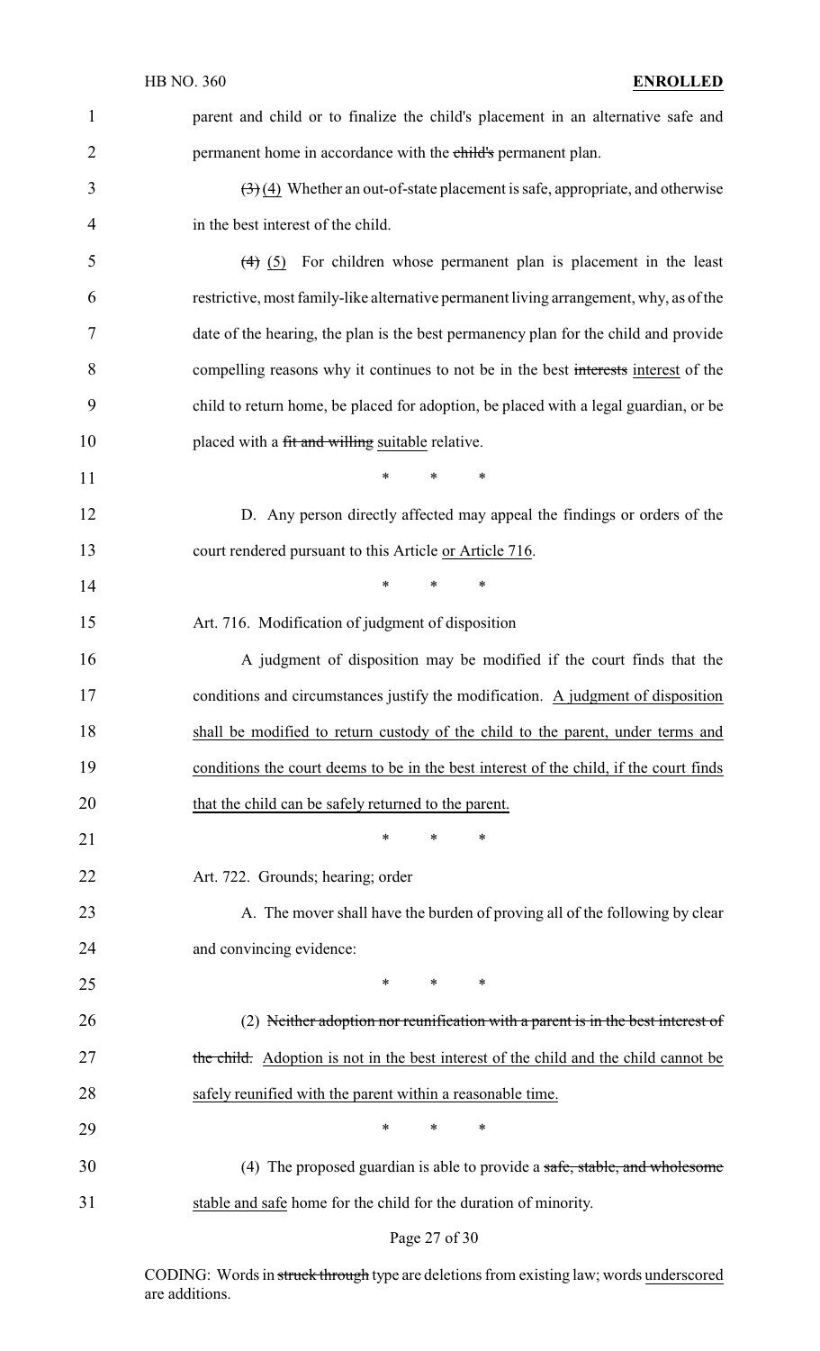parent and child or to finalize the child's placement in an alternative safe and permanent home in accordance with the ~~child's~~ permanent plan.

~~(3)~~ (4) Whether an out-of-state placement is safe, appropriate, and otherwise in the best interest of the child.

~~(4)~~ (5) For children whose permanent plan is placement in the least restrictive, most family-like alternative permanent living arrangement, why, as of the date of the hearing, the plan is the best permanency plan for the child and provide compelling reasons why it continues to not be in the best ~~interests~~ interest of the child to return home, be placed for adoption, be placed with a legal guardian, or be placed with a ~~fit and willing~~ suitable relative.

\* \* \*

D. Any person directly affected may appeal the findings or orders of the court rendered pursuant to this Article or Article 716.

\* \* \*

Art. 716. Modification of judgment of disposition

A judgment of disposition may be modified if the court finds that the conditions and circumstances justify the modification. A judgment of disposition shall be modified to return custody of the child to the parent, under terms and conditions the court deems to be in the best interest of the child, if the court finds that the child can be safely returned to the parent.

\* \* \*

Art. 722. Grounds; hearing; order

A. The mover shall have the burden of proving all of the following by clear and convincing evidence:

\* \* \*

(2) ~~Neither adoption nor reunification with a parent is in the best interest of the child.~~ Adoption is not in the best interest of the child and the child cannot be safely reunified with the parent within a reasonable time.

\* \* \*

(4) The proposed guardian is able to provide a ~~safe, stable, and wholesome~~ stable and safe home for the child for the duration of minority.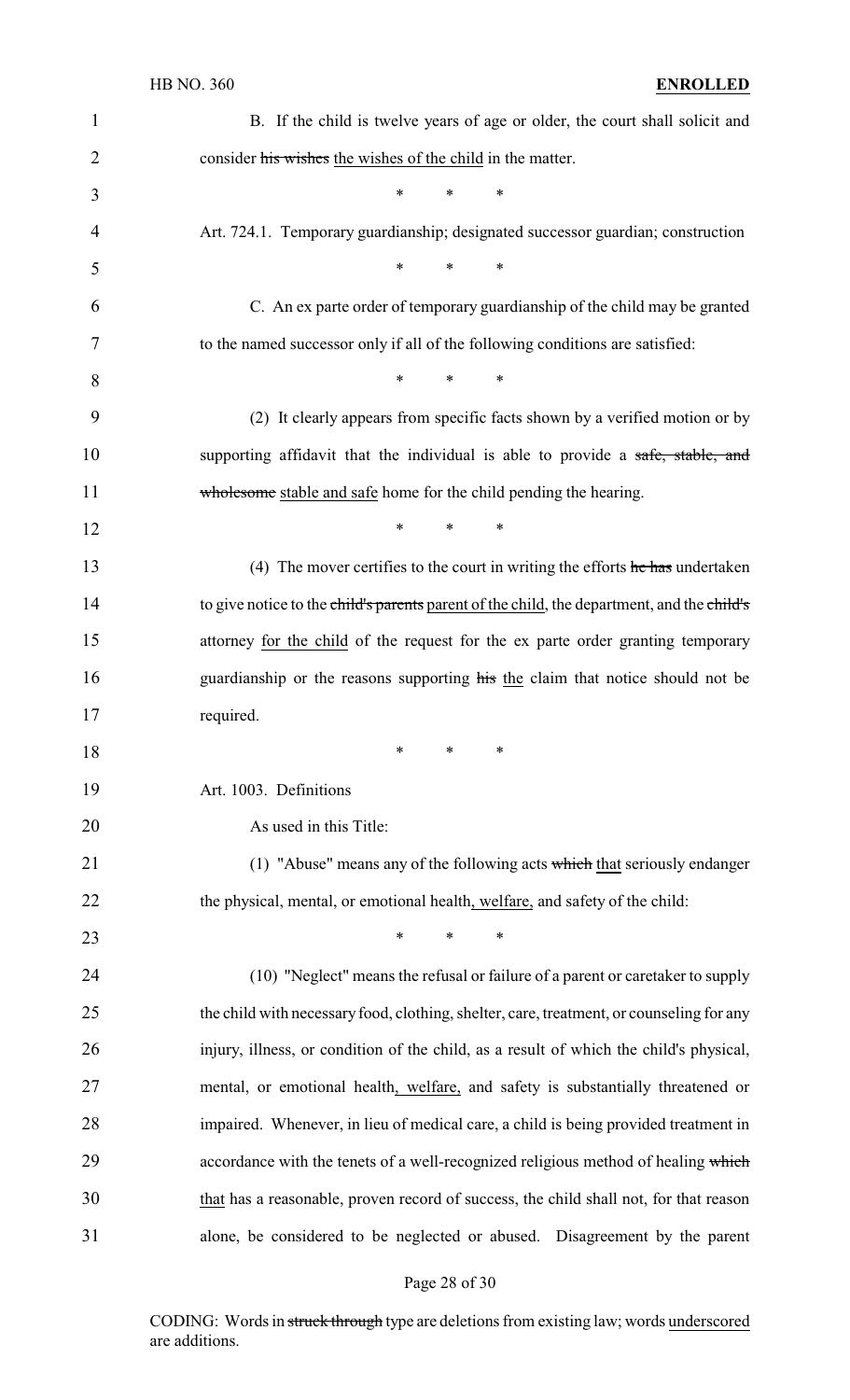B. If the child is twelve years of age or older, the court shall solicit and consider ~~his wishes~~ the wishes of the child in the matter.

\* \* \*

Art. 724.1. Temporary guardianship; designated successor guardian; construction

\* \* \*

C. An ex parte order of temporary guardianship of the child may be granted to the named successor only if all of the following conditions are satisfied:

\* \* \*

(2) It clearly appears from specific facts shown by a verified motion or by supporting affidavit that the individual is able to provide a ~~safe, stable, and wholesome~~ stable and safe home for the child pending the hearing.

\* \* \*

(4) The mover certifies to the court in writing the efforts ~~he has~~ undertaken to give notice to the ~~child's parents~~ parent of the child, the department, and the ~~child's~~ attorney for the child of the request for the ex parte order granting temporary guardianship or the reasons supporting ~~his~~ the claim that notice should not be required.

\* \* \*

Art. 1003. Definitions

As used in this Title:

(1) "Abuse" means any of the following acts ~~which~~ that seriously endanger the physical, mental, or emotional health, welfare, and safety of the child:

\* \* \*

(10) "Neglect" means the refusal or failure of a parent or caretaker to supply the child with necessary food, clothing, shelter, care, treatment, or counseling for any injury, illness, or condition of the child, as a result of which the child's physical, mental, or emotional health, welfare, and safety is substantially threatened or impaired. Whenever, in lieu of medical care, a child is being provided treatment in accordance with the tenets of a well-recognized religious method of healing ~~which~~ that has a reasonable, proven record of success, the child shall not, for that reason alone, be considered to be neglected or abused. Disagreement by the parent

CODING: Words in ~~struck through~~ type are deletions from existing law; words underscored are additions.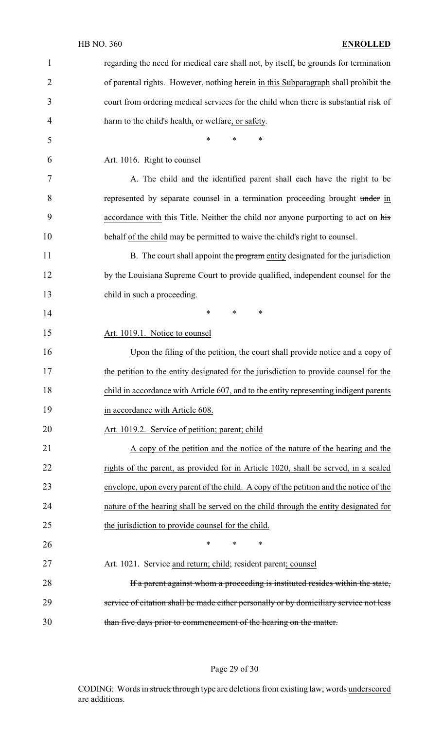regarding the need for medical care shall not, by itself, be grounds for termination of parental rights. However, nothing ~~herein~~ <u>in this Subparagraph</u> shall prohibit the court from ordering medical services for the child when there is substantial risk of harm to the child's health, ~~or~~ welfare<u>, or safety</u>.

\* \* \*

Art. 1016. Right to counsel

A. The child and the identified parent shall each have the right to be represented by separate counsel in a termination proceeding brought ~~under~~ <u>in accordance with</u> this Title. Neither the child nor anyone purporting to act on ~~his~~ behalf <u>of the child</u> may be permitted to waive the child's right to counsel.

B. The court shall appoint the ~~program~~ <u>entity</u> designated for the jurisdiction by the Louisiana Supreme Court to provide qualified, independent counsel for the child in such a proceeding.

\* \* \*

<u>Art. 1019.1. Notice to counsel</u>

<u>Upon the filing of the petition, the court shall provide notice and a copy of the petition to the entity designated for the jurisdiction to provide counsel for the child in accordance with Article 607, and to the entity representing indigent parents in accordance with Article 608.</u>

<u>Art. 1019.2. Service of petition; parent; child</u>

<u>A copy of the petition and the notice of the nature of the hearing and the rights of the parent, as provided for in Article 1020, shall be served, in a sealed envelope, upon every parent of the child. A copy of the petition and the notice of the nature of the hearing shall be served on the child through the entity designated for the jurisdiction to provide counsel for the child.</u>

\* \* \*

Art. 1021. Service <u>and return</u>; <u>child</u>; resident parent<u>; counsel</u>

~~If a parent against whom a proceeding is instituted resides within the state, service of citation shall be made either personally or by domiciliary service not less than five days prior to commencement of the hearing on the matter.~~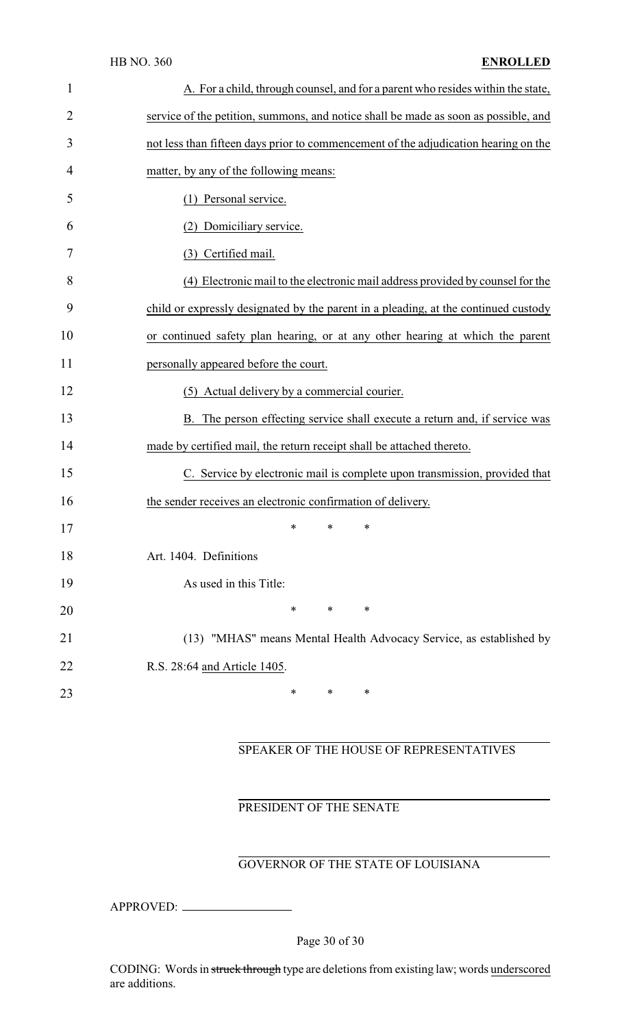A. For a child, through counsel, and for a parent who resides within the state, service of the petition, summons, and notice shall be made as soon as possible, and not less than fifteen days prior to commencement of the adjudication hearing on the matter, by any of the following means:

(1) Personal service.

(2) Domiciliary service.

(3) Certified mail.

(4) Electronic mail to the electronic mail address provided by counsel for the child or expressly designated by the parent in a pleading, at the continued custody or continued safety plan hearing, or at any other hearing at which the parent personally appeared before the court.

(5) Actual delivery by a commercial courier.

B. The person effecting service shall execute a return and, if service was made by certified mail, the return receipt shall be attached thereto.

C. Service by electronic mail is complete upon transmission, provided that the sender receives an electronic confirmation of delivery.

\* \* \*

Art. 1404. Definitions

As used in this Title:

\* \* \*

(13) "MHAS" means Mental Health Advocacy Service, as established by R.S. 28:64 and Article 1405.

\* \* \*

SPEAKER OF THE HOUSE OF REPRESENTATIVES

PRESIDENT OF THE SENATE

GOVERNOR OF THE STATE OF LOUISIANA

APPROVED: \_\_\_\_\_\_\_\_\_\_\_\_\_\_\_\_\_\_

CODING: Words in struck through type are deletions from existing law; words underscored are additions.